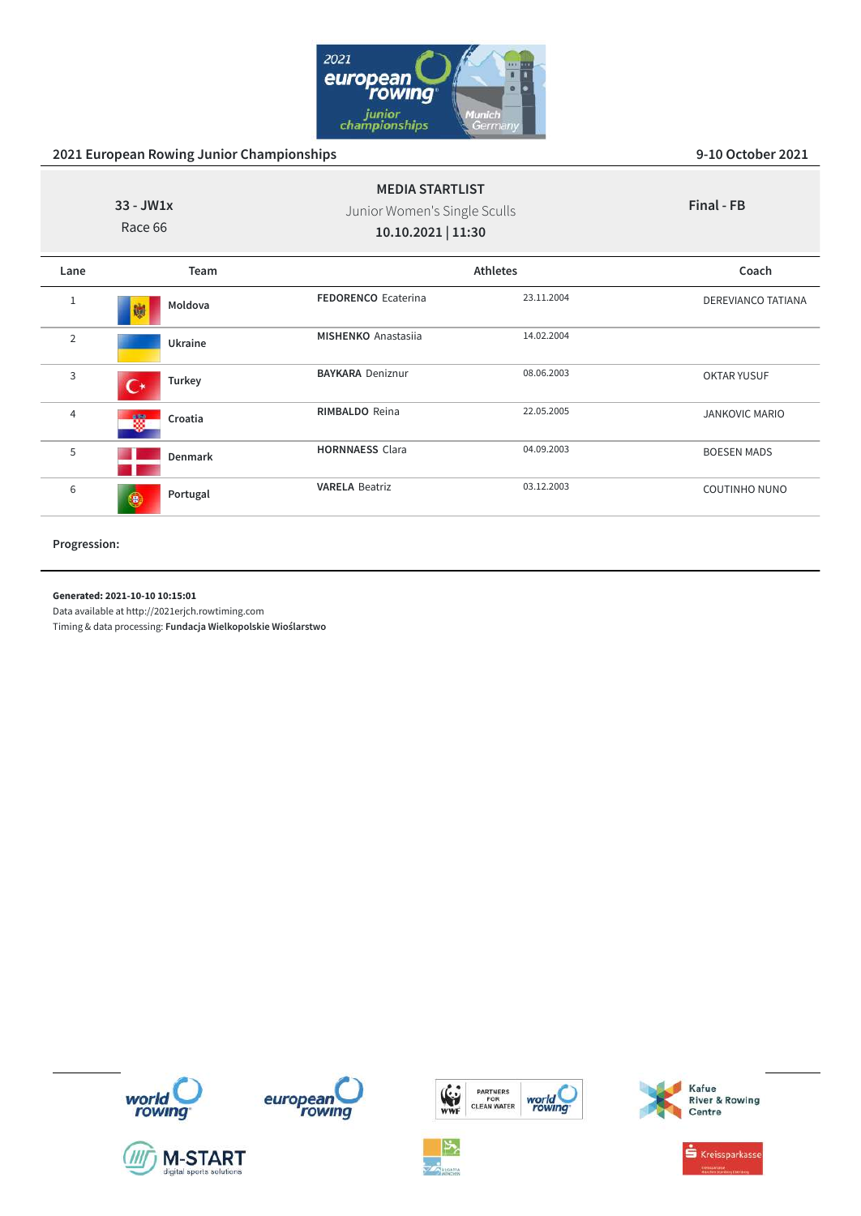## 2021 European Rowing Junior Championships

9-10 October 2021

**33 - JW1x**
Race 66

**MEDIA STARTLIST**
Junior Women's Single Sculls
**10.10.2021 | 11:30**

**Final - FB**

| Lane | Team | Athletes | | Coach |
|---|---|---|---|---|
| 1 | Moldova | **FEDORENCO** Ecaterina | 23.11.2004 | DEREVIANCO TATIANA |
| 2 | Ukraine | **MISHENKO** Anastasiia | 14.02.2004 | |
| 3 | Turkey | **BAYKARA** Deniznur | 08.06.2003 | OKTAR YUSUF |
| 4 | Croatia | **RIMBALDO** Reina | 22.05.2005 | JANKOVIC MARIO |
| 5 | Denmark | **HORNNAESS** Clara | 04.09.2003 | BOESEN MADS |
| 6 | Portugal | **VARELA** Beatriz | 03.12.2003 | COUTINHO NUNO |

**Progression:**

**Generated: 2021-10-10 10:15:01**
Data available at http://2021erjch.rowtiming.com
Timing & data processing: **Fundacja Wielkopolskie Wioślarstwo**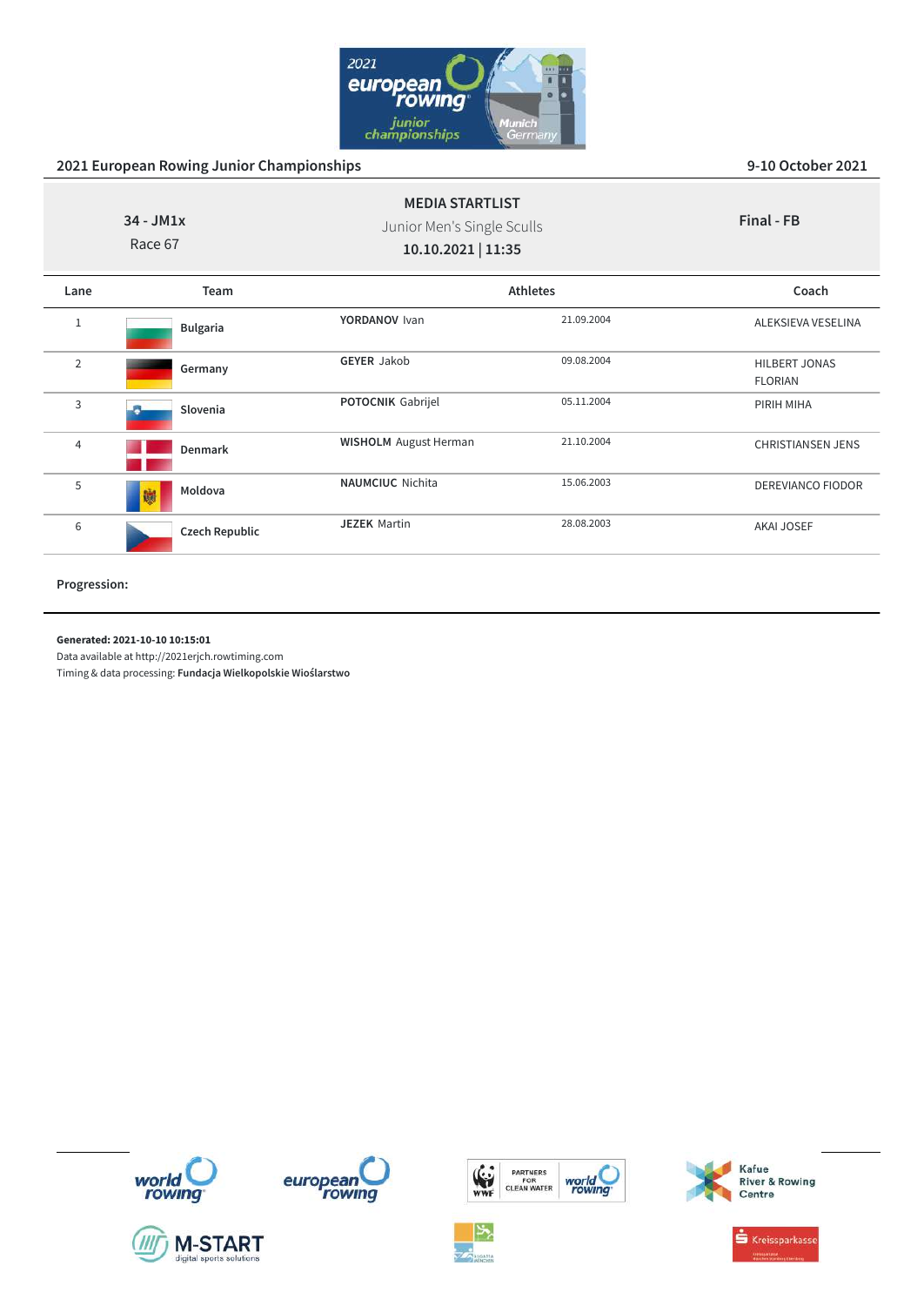## 2021 European Rowing Junior Championships

9-10 October 2021

**34 - JM1x**
Race 67

**MEDIA STARTLIST**
Junior Men's Single Sculls
**10.10.2021 | 11:35**

**Final - FB**

| Lane | Team | Athletes | | Coach |
|---|---|---|---|---|
| 1 | **Bulgaria** | **YORDANOV** Ivan | 21.09.2004 | ALEKSIEVA VESELINA |
| 2 | **Germany** | **GEYER** Jakob | 09.08.2004 | HILBERT JONAS FLORIAN |
| 3 | **Slovenia** | **POTOCNIK** Gabrijel | 05.11.2004 | PIRIH MIHA |
| 4 | **Denmark** | **WISHOLM** August Herman | 21.10.2004 | CHRISTIANSEN JENS |
| 5 | **Moldova** | **NAUMCIUC** Nichita | 15.06.2003 | DEREVIANCO FIODOR |
| 6 | **Czech Republic** | **JEZEK** Martin | 28.08.2003 | AKAI JOSEF |

**Progression:**

**Generated: 2021-10-10 10:15:01**
Data available at http://2021erjch.rowtiming.com
Timing & data processing: **Fundacja Wielkopolskie Wioślarstwo**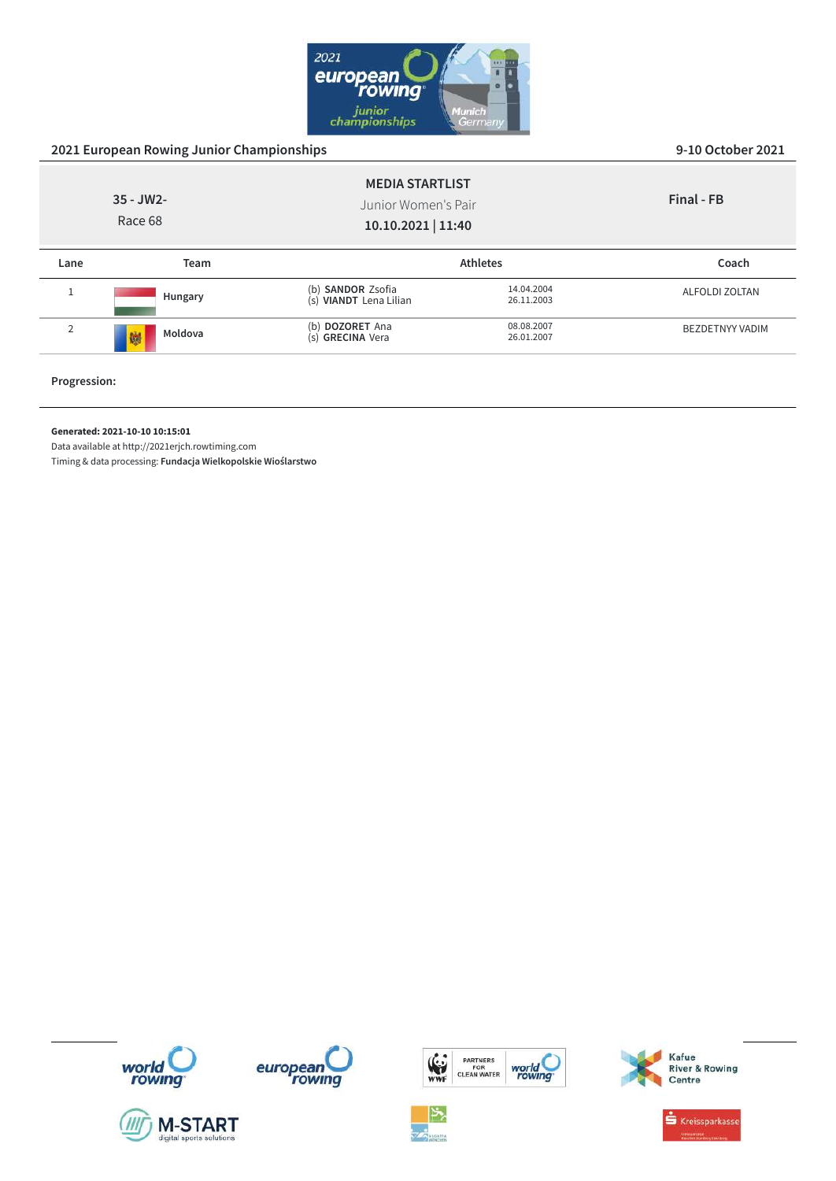## 2021 European Rowing Junior Championships

9-10 October 2021

**35 - JW2-**
Race 68

**MEDIA STARTLIST**
Junior Women's Pair
**10.10.2021 | 11:40**

**Final - FB**

| Lane | Team | Athletes | | Coach |
|---|---|---|---|---|
| 1 | Hungary | (b) **SANDOR** Zsofia<br>(s) **VIANDT** Lena Lilian | 14.04.2004<br>26.11.2003 | ALFOLDI ZOLTAN |
| 2 | Moldova | (b) **DOZORET** Ana<br>(s) **GRECINA** Vera | 08.08.2007<br>26.01.2007 | BEZDETNYY VADIM |

**Progression:**

**Generated: 2021-10-10 10:15:01**
Data available at http://2021erjch.rowtiming.com
Timing & data processing: **Fundacja Wielkopolskie Wioślarstwo**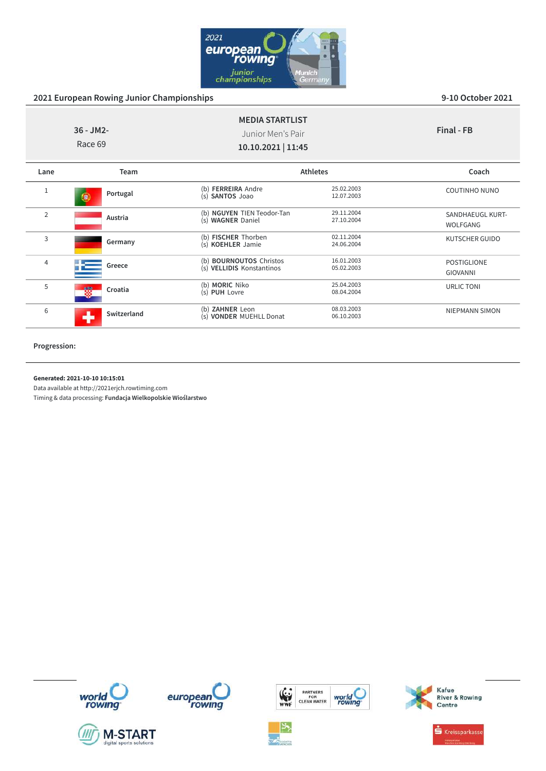## 2021 European Rowing Junior Championships

9-10 October 2021

**36 - JM2-**
Race 69

**MEDIA STARTLIST**
Junior Men's Pair
**10.10.2021 | 11:45**

**Final - FB**

| Lane | Team | Athletes | | Coach |
|---|---|---|---|---|
| 1 | Portugal | (b) **FERREIRA** Andre<br>(s) **SANTOS** Joao | 25.02.2003<br>12.07.2003 | COUTINHO NUNO |
| 2 | Austria | (b) **NGUYEN** TIEN Teodor-Tan<br>(s) **WAGNER** Daniel | 29.11.2004<br>27.10.2004 | SANDHAEUGL KURT-WOLFGANG |
| 3 | Germany | (b) **FISCHER** Thorben<br>(s) **KOEHLER** Jamie | 02.11.2004<br>24.06.2004 | KUTSCHER GUIDO |
| 4 | Greece | (b) **BOURNOUTOS** Christos<br>(s) **VELLIDIS** Konstantinos | 16.01.2003<br>05.02.2003 | POSTIGLIONE GIOVANNI |
| 5 | Croatia | (b) **MORIC** Niko<br>(s) **PUH** Lovre | 25.04.2003<br>08.04.2004 | URLIC TONI |
| 6 | Switzerland | (b) **ZAHNER** Leon<br>(s) **VONDER** MUEHLL Donat | 08.03.2003<br>06.10.2003 | NIEPMANN SIMON |

**Progression:**

**Generated: 2021-10-10 10:15:01**
Data available at http://2021erjch.rowtiming.com
Timing & data processing: **Fundacja Wielkopolskie Wioślarstwo**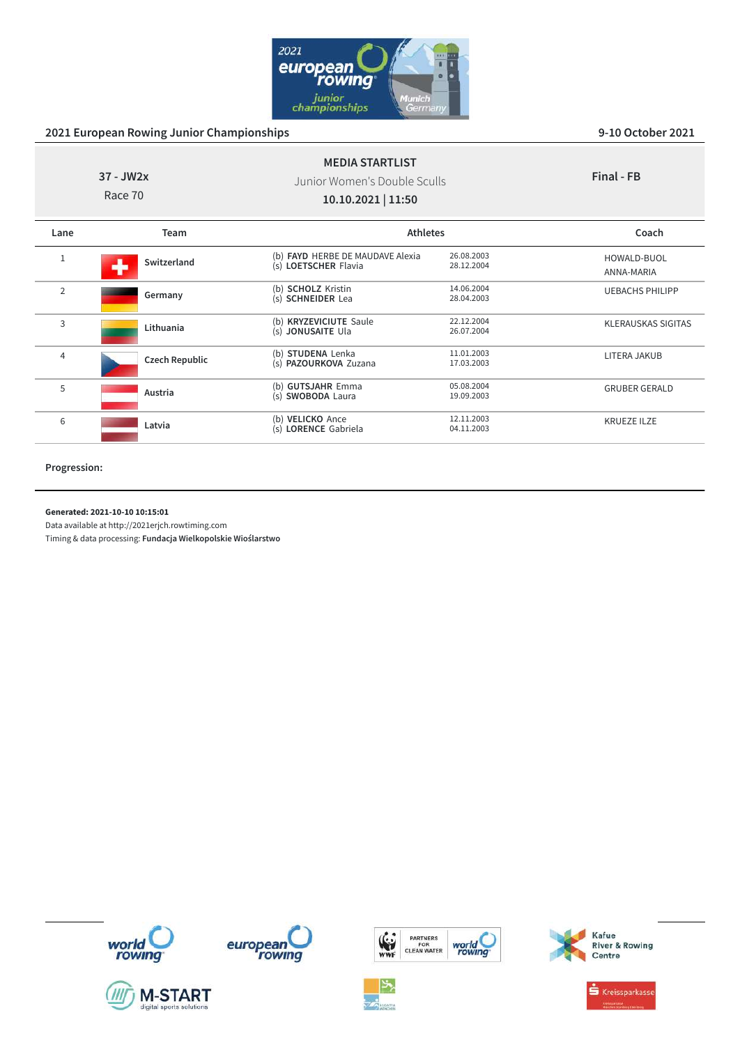## 2021 European Rowing Junior Championships

9-10 October 2021

**37 - JW2x**
Race 70

**MEDIA STARTLIST**
Junior Women's Double Sculls
**10.10.2021 | 11:50**

**Final - FB**

| Lane | Team | Athletes | | Coach |
|---|---|---|---|---|
| 1 | **Switzerland** | (b) **FAYD** HERBE DE MAUDAVE Alexia<br>(s) **LOETSCHER** Flavia | 26.08.2003<br>28.12.2004 | HOWALD-BUOL ANNA-MARIA |
| 2 | **Germany** | (b) **SCHOLZ** Kristin<br>(s) **SCHNEIDER** Lea | 14.06.2004<br>28.04.2003 | UEBACHS PHILIPP |
| 3 | **Lithuania** | (b) **KRYZEVICIUTE** Saule<br>(s) **JONUSAITE** Ula | 22.12.2004<br>26.07.2004 | KLERAUSKAS SIGITAS |
| 4 | **Czech Republic** | (b) **STUDENA** Lenka<br>(s) **PAZOURKOVA** Zuzana | 11.01.2003<br>17.03.2003 | LITERA JAKUB |
| 5 | **Austria** | (b) **GUTSJAHR** Emma<br>(s) **SWOBODA** Laura | 05.08.2004<br>19.09.2003 | GRUBER GERALD |
| 6 | **Latvia** | (b) **VELICKO** Ance<br>(s) **LORENCE** Gabriela | 12.11.2003<br>04.11.2003 | KRUEZE ILZE |

**Progression:**

**Generated: 2021-10-10 10:15:01**
Data available at http://2021erjch.rowtiming.com
Timing & data processing: **Fundacja Wielkopolskie Wioślarstwo**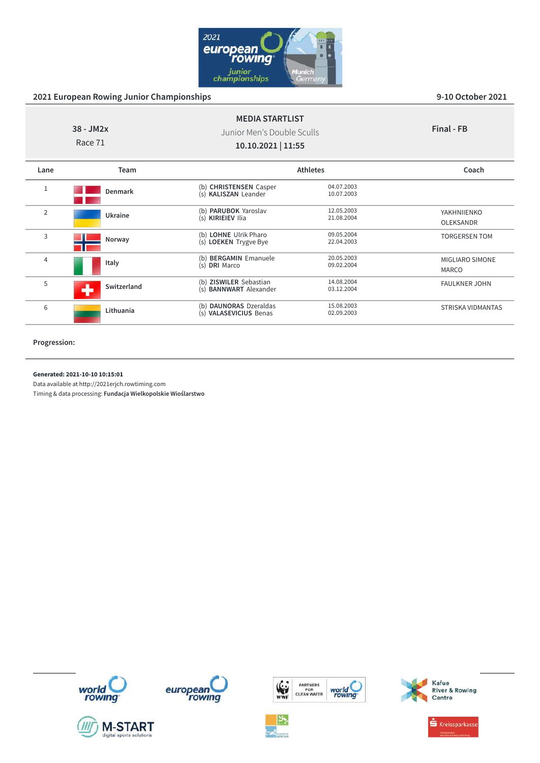## 2021 European Rowing Junior Championships

9-10 October 2021

**38 - JM2x**
Race 71

**MEDIA STARTLIST**
Junior Men's Double Sculls
**10.10.2021 | 11:55**

**Final - FB**

| Lane | Team | Athletes | | Coach |
|---|---|---|---|---|
| 1 | **Denmark** | (b) **CHRISTENSEN** Casper<br>(s) **KALISZAN** Leander | 04.07.2003<br>10.07.2003 | |
| 2 | **Ukraine** | (b) **PARUBOK** Yaroslav<br>(s) **KIRIEIEV** Ilia | 12.05.2003<br>21.08.2004 | YAKHNIIENKO OLEKSANDR |
| 3 | **Norway** | (b) **LOHNE** Ulrik Pharo<br>(s) **LOEKEN** Trygve Bye | 09.05.2004<br>22.04.2003 | TORGERSEN TOM |
| 4 | **Italy** | (b) **BERGAMIN** Emanuele<br>(s) **DRI** Marco | 20.05.2003<br>09.02.2004 | MIGLIARO SIMONE MARCO |
| 5 | **Switzerland** | (b) **ZISWILER** Sebastian<br>(s) **BANNWART** Alexander | 14.08.2004<br>03.12.2004 | FAULKNER JOHN |
| 6 | **Lithuania** | (b) **DAUNORAS** Dzeraldas<br>(s) **VALASEVICIUS** Benas | 15.08.2003<br>02.09.2003 | STRISKA VIDMANTAS |

**Progression:**

**Generated: 2021-10-10 10:15:01**
Data available at http://2021erjch.rowtiming.com
Timing & data processing: **Fundacja Wielkopolskie Wioślarstwo**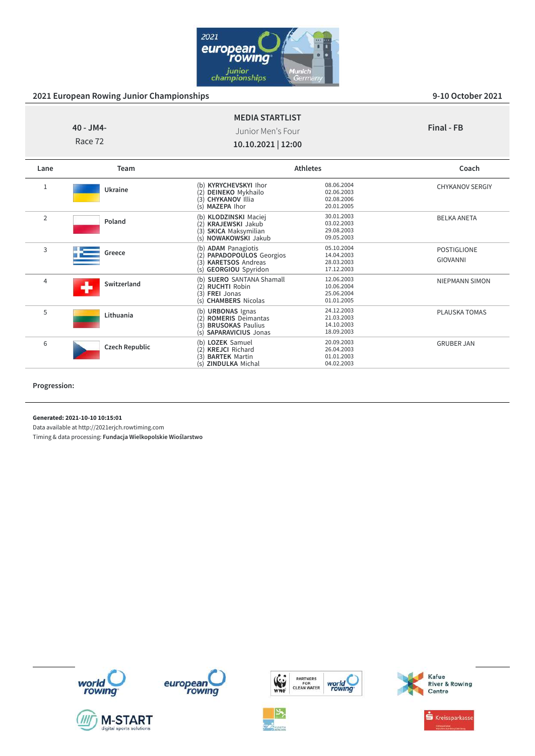## 2021 European Rowing Junior Championships

9-10 October 2021

**40 - JM4-**
Race 72

**MEDIA STARTLIST**
Junior Men's Four
**10.10.2021 | 12:00**

**Final - FB**

| Lane | Team | Athletes | | Coach |
|---|---|---|---|---|
| 1 | Ukraine | (b) **KYRYCHEVSKYI** Ihor<br>(2) **DEINEKO** Mykhailo<br>(3) **CHYKANOV** Illia<br>(s) **MAZEPA** Ihor | 08.06.2004<br>02.06.2003<br>02.08.2006<br>20.01.2005 | CHYKANOV SERGIY |
| 2 | Poland | (b) **KLODZINSKI** Maciej<br>(2) **KRAJEWSKI** Jakub<br>(3) **SKICA** Maksymilian<br>(s) **NOWAKOWSKI** Jakub | 30.01.2003<br>03.02.2003<br>29.08.2003<br>09.05.2003 | BELKA ANETA |
| 3 | Greece | (b) **ADAM** Panagiotis<br>(2) **PAPADOPOULOS** Georgios<br>(3) **KARETSOS** Andreas<br>(s) **GEORGIOU** Spyridon | 05.10.2004<br>14.04.2003<br>28.03.2003<br>17.12.2003 | POSTIGLIONE GIOVANNI |
| 4 | Switzerland | (b) **SUERO SANTANA** Shamall<br>(2) **RUCHTI** Robin<br>(3) **FREI** Jonas<br>(s) **CHAMBERS** Nicolas | 12.06.2003<br>10.06.2004<br>25.06.2004<br>01.01.2005 | NIEPMANN SIMON |
| 5 | Lithuania | (b) **URBONAS** Ignas<br>(2) **ROMERIS** Deimantas<br>(3) **BRUSOKAS** Paulius<br>(s) **SAPARAVICIUS** Jonas | 24.12.2003<br>21.03.2003<br>14.10.2003<br>18.09.2003 | PLAUSKA TOMAS |
| 6 | Czech Republic | (b) **LOZEK** Samuel<br>(2) **KREJCI** Richard<br>(3) **BARTEK** Martin<br>(s) **ZINDULKA** Michal | 20.09.2003<br>26.04.2003<br>01.01.2003<br>04.02.2003 | GRUBER JAN |

**Progression:**

**Generated: 2021-10-10 10:15:01**
Data available at http://2021erjch.rowtiming.com
Timing & data processing: **Fundacja Wielkopolskie Wioślarstwo**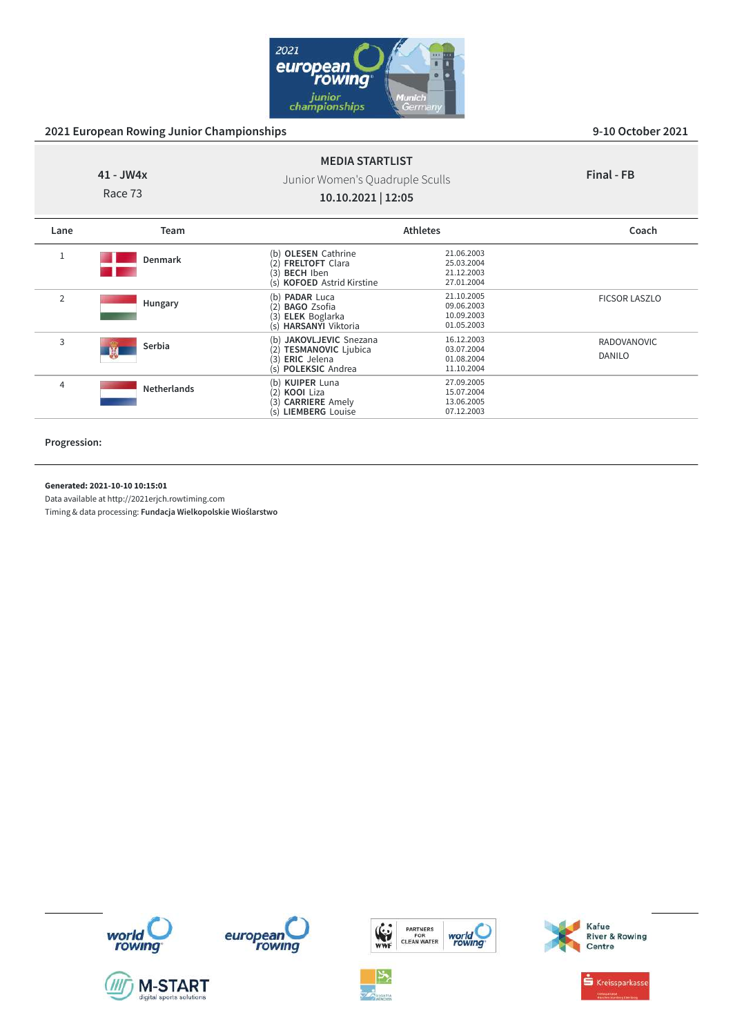## 2021 European Rowing Junior Championships

9-10 October 2021

**41 - JW4x**

Race 73

**MEDIA STARTLIST**

Junior Women's Quadruple Sculls

**10.10.2021 | 12:05**

**Final - FB**

| Lane | Team | Athletes | | Coach |
|---|---|---|---|---|
| 1 | Denmark | (b) **OLESEN** Cathrine<br>(2) **FRELTOFT** Clara<br>(3) **BECH** Iben<br>(s) **KOFOED** Astrid Kirstine | 21.06.2003<br>25.03.2004<br>21.12.2003<br>27.01.2004 | |
| 2 | Hungary | (b) **PADAR** Luca<br>(2) **BAGO** Zsofia<br>(3) **ELEK** Boglarka<br>(s) **HARSANYI** Viktoria | 21.10.2005<br>09.06.2003<br>10.09.2003<br>01.05.2003 | FICSOR LASZLO |
| 3 | Serbia | (b) **JAKOVLJEVIC** Snezana<br>(2) **TESMANOVIC** Ljubica<br>(3) **ERIC** Jelena<br>(s) **POLEKSIC** Andrea | 16.12.2003<br>03.07.2004<br>01.08.2004<br>11.10.2004 | RADOVANOVIC<br>DANILO |
| 4 | Netherlands | (b) **KUIPER** Luna<br>(2) **KOOI** Liza<br>(3) **CARRIERE** Amely<br>(s) **LIEMBERG** Louise | 27.09.2005<br>15.07.2004<br>13.06.2005<br>07.12.2003 | |

**Progression:**

**Generated: 2021-10-10 10:15:01**

Data available at http://2021erjch.rowtiming.com

Timing & data processing: **Fundacja Wielkopolskie Wioślarstwo**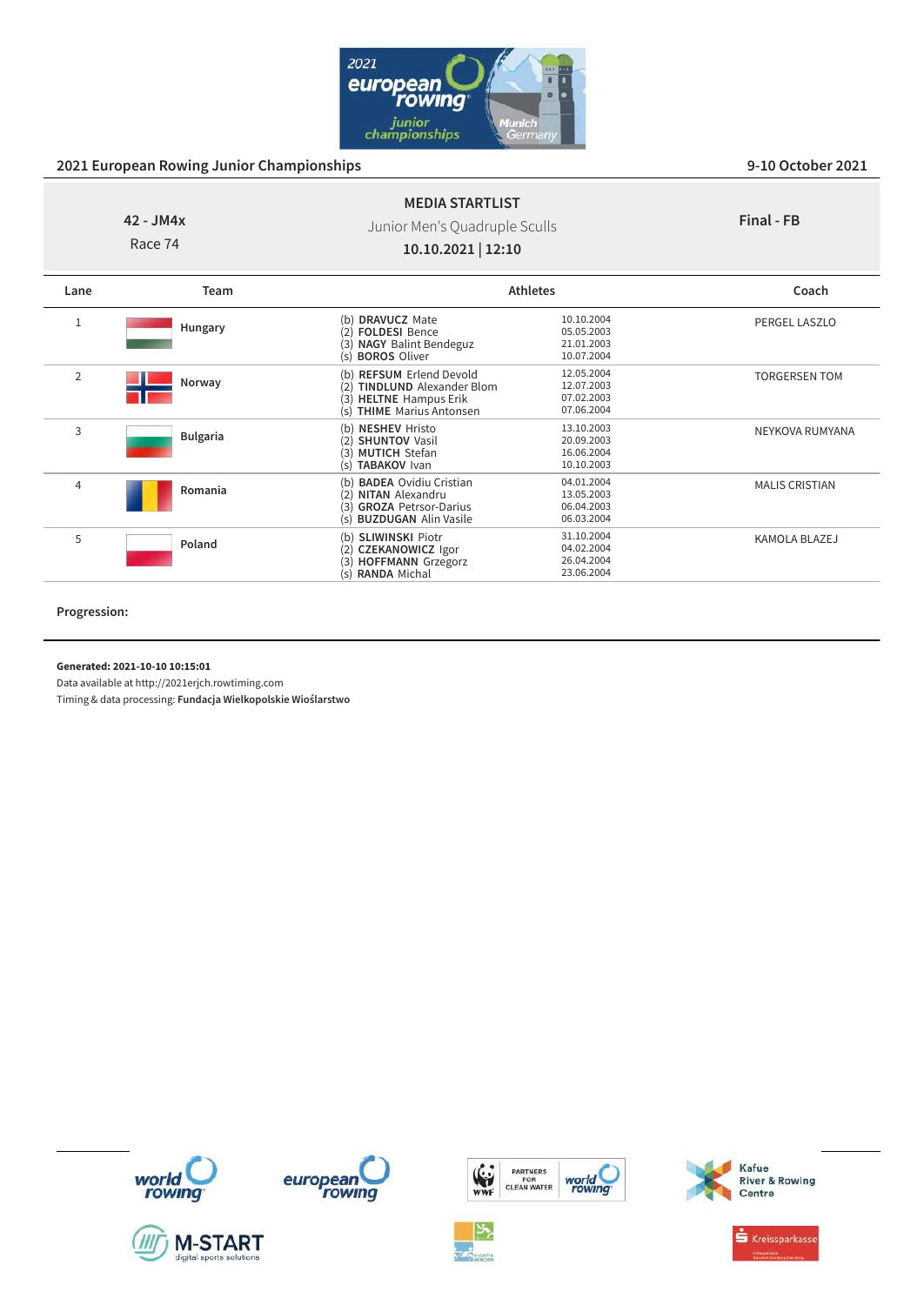## 2021 European Rowing Junior Championships

9-10 October 2021

**42 - JM4x**
Race 74

**MEDIA STARTLIST**
Junior Men's Quadruple Sculls
**10.10.2021 | 12:10**

**Final - FB**

| Lane | Team | Athletes | | Coach |
|---|---|---|---|---|
| 1 | Hungary | (b) **DRAVUCZ** Mate<br>(2) **FOLDESI** Bence<br>(3) **NAGY** Balint Bendeguz<br>(s) **BOROS** Oliver | 10.10.2004<br>05.05.2003<br>21.01.2003<br>10.07.2004 | PERGEL LASZLO |
| 2 | Norway | (b) **REFSUM** Erlend Devold<br>(2) **TINDLUND** Alexander Blom<br>(3) **HELTNE** Hampus Erik<br>(s) **THIME** Marius Antonsen | 12.05.2004<br>12.07.2003<br>07.02.2003<br>07.06.2004 | TORGERSEN TOM |
| 3 | Bulgaria | (b) **NESHEV** Hristo<br>(2) **SHUNTOV** Vasil<br>(3) **MUTICH** Stefan<br>(s) **TABAKOV** Ivan | 13.10.2003<br>20.09.2003<br>16.06.2004<br>10.10.2003 | NEYKOVA RUMYANA |
| 4 | Romania | (b) **BADEA** Ovidiu Cristian<br>(2) **NITAN** Alexandru<br>(3) **GROZA** Petrsor-Darius<br>(s) **BUZDUGAN** Alin Vasile | 04.01.2004<br>13.05.2003<br>06.04.2003<br>06.03.2004 | MALIS CRISTIAN |
| 5 | Poland | (b) **SLIWINSKI** Piotr<br>(2) **CZEKANOWICZ** Igor<br>(3) **HOFFMANN** Grzegorz<br>(s) **RANDA** Michal | 31.10.2004<br>04.02.2004<br>26.04.2004<br>23.06.2004 | KAMOLA BLAZEJ |

**Progression:**

**Generated: 2021-10-10 10:15:01**
Data available at http://2021erjch.rowtiming.com
Timing & data processing: **Fundacja Wielkopolskie Wioślarstwo**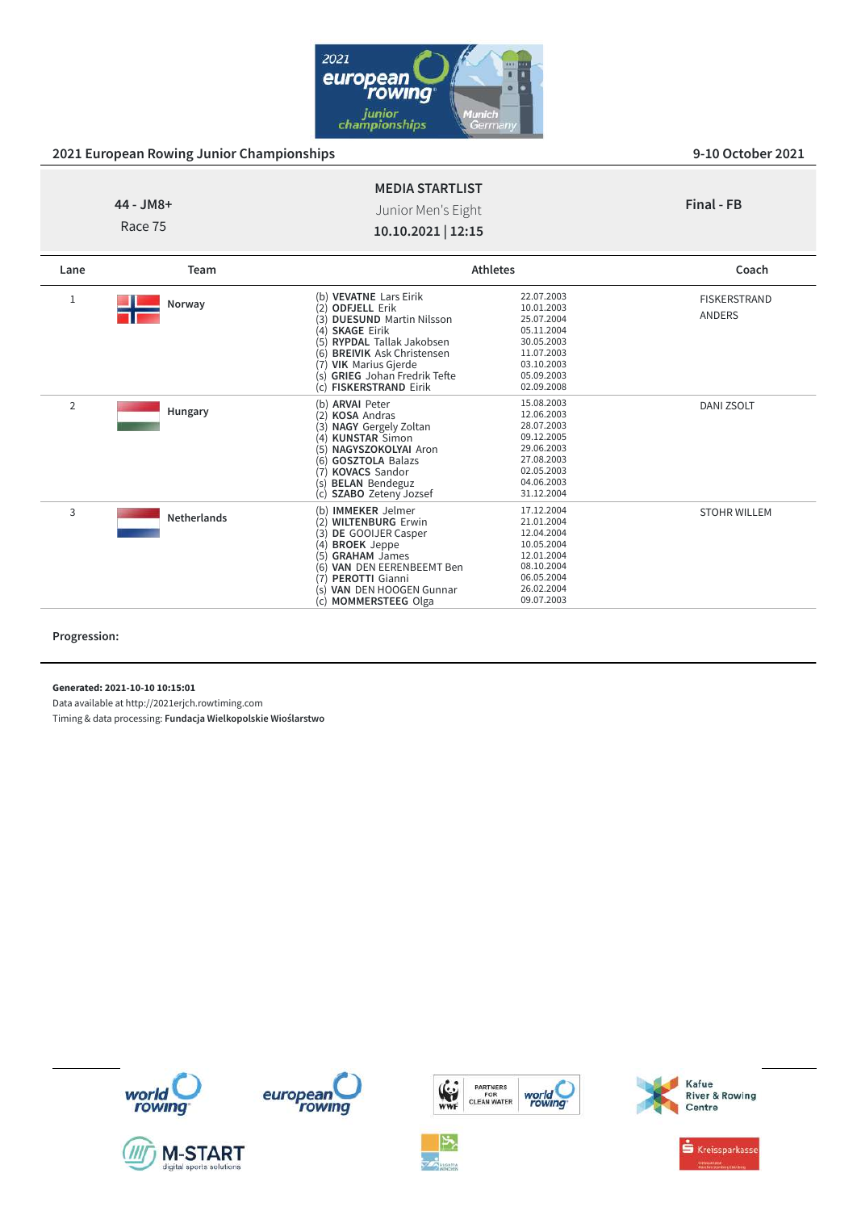## 2021 European Rowing Junior Championships

9-10 October 2021

**44 - JM8+**
Race 75

**MEDIA STARTLIST**
Junior Men's Eight
**10.10.2021 | 12:15**

**Final - FB**

| Lane | Team | Athletes | | Coach |
|---|---|---|---|---|
| 1 | Norway | (b) **VEVATNE** Lars Eirik | 22.07.2003 | FISKERSTRAND ANDERS |
| | | (2) **ODFJELL** Erik | 10.01.2003 | |
| | | (3) **DUESUND** Martin Nilsson | 25.07.2004 | |
| | | (4) **SKAGE** Eirik | 05.11.2004 | |
| | | (5) **RYPDAL** Tallak Jakobsen | 30.05.2003 | |
| | | (6) **BREIVIK** Ask Christensen | 11.07.2003 | |
| | | (7) **VIK** Marius Gjerde | 03.10.2003 | |
| | | (s) **GRIEG** Johan Fredrik Tefte | 05.09.2003 | |
| | | (c) **FISKERSTRAND** Eirik | 02.09.2008 | |
| 2 | Hungary | (b) **ARVAI** Peter | 15.08.2003 | DANI ZSOLT |
| | | (2) **KOSA** Andras | 12.06.2003 | |
| | | (3) **NAGY** Gergely Zoltan | 28.07.2003 | |
| | | (4) **KUNSTAR** Simon | 09.12.2005 | |
| | | (5) **NAGYSZOKOLYAI** Aron | 29.06.2003 | |
| | | (6) **GOSZTOLA** Balazs | 27.08.2003 | |
| | | (7) **KOVACS** Sandor | 02.05.2003 | |
| | | (s) **BELAN** Bendeguz | 04.06.2003 | |
| | | (c) **SZABO** Zeteny Jozsef | 31.12.2004 | |
| 3 | Netherlands | (b) **IMMEKER** Jelmer | 17.12.2004 | STOHR WILLEM |
| | | (2) **WILTENBURG** Erwin | 21.01.2004 | |
| | | (3) **DE GOOIJER** Casper | 12.04.2004 | |
| | | (4) **BROEK** Jeppe | 10.05.2004 | |
| | | (5) **GRAHAM** James | 12.01.2004 | |
| | | (6) **VAN DEN EERENBEEMT** Ben | 08.10.2004 | |
| | | (7) **PEROTTI** Gianni | 06.05.2004 | |
| | | (s) **VAN DEN HOOGEN** Gunnar | 26.02.2004 | |
| | | (c) **MOMMERSTEEG** Olga | 09.07.2003 | |

**Progression:**

**Generated: 2021-10-10 10:15:01**
Data available at http://2021erjch.rowtiming.com
Timing & data processing: **Fundacja Wielkopolskie Wioślarstwo**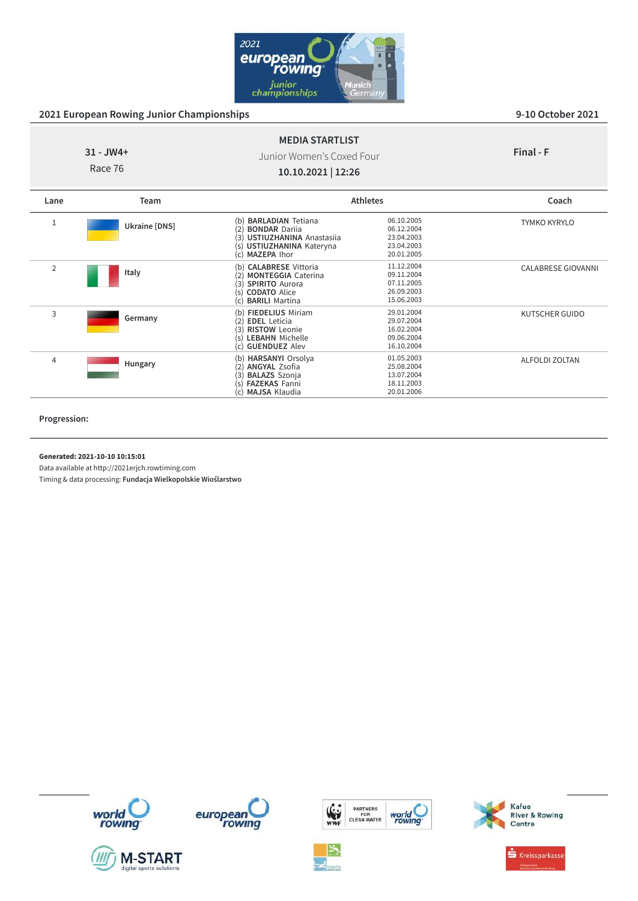## 2021 European Rowing Junior Championships

9-10 October 2021

**31 - JW4+**
Race 76

**MEDIA STARTLIST**
Junior Women's Coxed Four
**10.10.2021 | 12:26**

**Final - F**

| Lane | Team | Athletes | | Coach |
|---|---|---|---|---|
| 1 | Ukraine [DNS] | (b) **BARLADIAN** Tetiana<br>(2) **BONDAR** Dariia<br>(3) **USTIUZHANINA** Anastasiia<br>(s) **USTIUZHANINA** Kateryna<br>(c) **MAZEPA** Ihor | 06.10.2005<br>06.12.2004<br>23.04.2003<br>23.04.2003<br>20.01.2005 | TYMKO KYRYLO |
| 2 | Italy | (b) **CALABRESE** Vittoria<br>(2) **MONTEGGIA** Caterina<br>(3) **SPIRITO** Aurora<br>(s) **CODATO** Alice<br>(c) **BARILI** Martina | 11.12.2004<br>09.11.2004<br>07.11.2005<br>26.09.2003<br>15.06.2003 | CALABRESE GIOVANNI |
| 3 | Germany | (b) **FIEDELIUS** Miriam<br>(2) **EDEL** Leticia<br>(3) **RISTOW** Leonie<br>(s) **LEBAHN** Michelle<br>(c) **GUENDUEZ** Alev | 29.01.2004<br>29.07.2004<br>16.02.2004<br>09.06.2004<br>16.10.2004 | KUTSCHER GUIDO |
| 4 | Hungary | (b) **HARSANYI** Orsolya<br>(2) **ANGYAL** Zsofia<br>(3) **BALAZS** Szonja<br>(s) **FAZEKAS** Fanni<br>(c) **MAJSA** Klaudia | 01.05.2003<br>25.08.2004<br>13.07.2004<br>18.11.2003<br>20.01.2006 | ALFOLDI ZOLTAN |

**Progression:**

**Generated: 2021-10-10 10:15:01**
Data available at http://2021erjch.rowtiming.com
Timing & data processing: **Fundacja Wielkopolskie Wioślarstwo**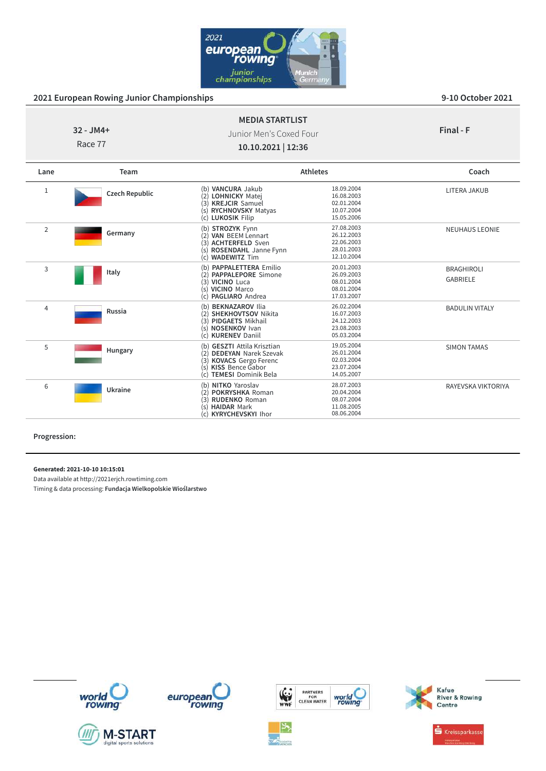## 2021 European Rowing Junior Championships

9-10 October 2021

**32 - JM4+**
Race 77

**MEDIA STARTLIST**
Junior Men's Coxed Four
**10.10.2021 | 12:36**

**Final - F**

| Lane | Team | Athletes | | Coach |
|---|---|---|---|---|
| 1 | Czech Republic | (b) **VANCURA** Jakub<br>(2) **LOHNICKY** Matej<br>(3) **KREJCIR** Samuel<br>(s) **RYCHNOVSKY** Matyas<br>(c) **LUKOSIK** Filip | 18.09.2004<br>16.08.2003<br>02.01.2004<br>10.07.2004<br>15.05.2006 | LITERA JAKUB |
| 2 | Germany | (b) **STROZYK** Fynn<br>(2) **VAN BEEM** Lennart<br>(3) **ACHTERFELD** Sven<br>(s) **ROSENDAHL** Janne Fynn<br>(c) **WADEWITZ** Tim | 27.08.2003<br>26.12.2003<br>22.06.2003<br>28.01.2003<br>12.10.2004 | NEUHAUS LEONIE |
| 3 | Italy | (b) **PAPPALETTERA** Emilio<br>(2) **PAPPALEPORE** Simone<br>(3) **VICINO** Luca<br>(s) **VICINO** Marco<br>(c) **PAGLIARO** Andrea | 20.01.2003<br>26.09.2003<br>08.01.2004<br>08.01.2004<br>17.03.2007 | BRAGHIROLI GABRIELE |
| 4 | Russia | (b) **BEKNAZAROV** Ilia<br>(2) **SHEKHOVTSOV** Nikita<br>(3) **PIDGAETS** Mikhail<br>(s) **NOSENKOV** Ivan<br>(c) **KURENEV** Daniil | 26.02.2004<br>16.07.2003<br>24.12.2003<br>23.08.2003<br>05.03.2004 | BADULIN VITALY |
| 5 | Hungary | (b) **GESZTI** Attila Krisztian<br>(2) **DEDEYAN** Narek Szevak<br>(3) **KOVACS** Gergo Ferenc<br>(s) **KISS** Bence Gabor<br>(c) **TEMESI** Dominik Bela | 19.05.2004<br>26.01.2004<br>02.03.2004<br>23.07.2004<br>14.05.2007 | SIMON TAMAS |
| 6 | Ukraine | (b) **NITKO** Yaroslav<br>(2) **POKRYSHKA** Roman<br>(3) **RUDENKO** Roman<br>(s) **HAIDAR** Mark<br>(c) **KYRYCHEVSKYI** Ihor | 28.07.2003<br>20.04.2004<br>08.07.2004<br>11.08.2005<br>08.06.2004 | RAYEVSKA VIKTORIYA |

**Progression:**

**Generated: 2021-10-10 10:15:01**
Data available at http://2021erjch.rowtiming.com
Timing & data processing: **Fundacja Wielkopolskie Wioślarstwo**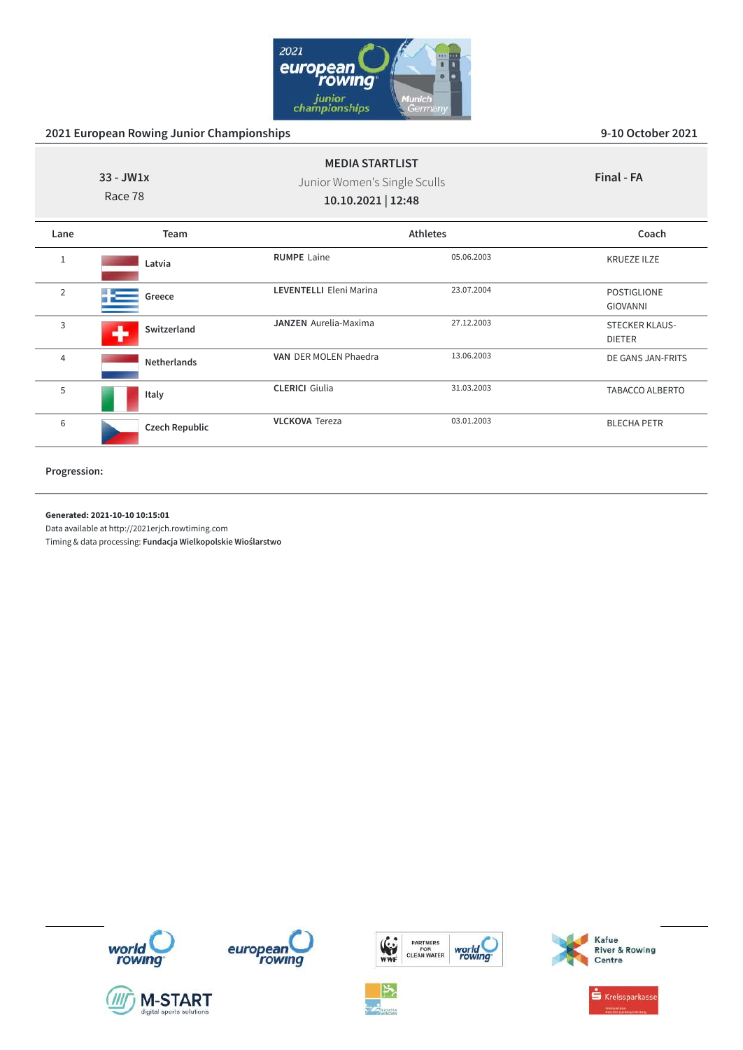## 2021 European Rowing Junior Championships

9-10 October 2021

**33 - JW1x**
Race 78

**MEDIA STARTLIST**
Junior Women's Single Sculls
**10.10.2021 | 12:48**

**Final - FA**

| Lane | Team | Athletes | | Coach |
|---|---|---|---|---|
| 1 | Latvia | **RUMPE** Laine | 05.06.2003 | KRUEZE ILZE |
| 2 | Greece | **LEVENTELLI** Eleni Marina | 23.07.2004 | POSTIGLIONE GIOVANNI |
| 3 | Switzerland | **JANZEN** Aurelia-Maxima | 27.12.2003 | STECKER KLAUS-DIETER |
| 4 | Netherlands | **VAN** DER MOLEN Phaedra | 13.06.2003 | DE GANS JAN-FRITS |
| 5 | Italy | **CLERICI** Giulia | 31.03.2003 | TABACCO ALBERTO |
| 6 | Czech Republic | **VLCKOVA** Tereza | 03.01.2003 | BLECHA PETR |

**Progression:**

**Generated: 2021-10-10 10:15:01**
Data available at http://2021erjch.rowtiming.com
Timing & data processing: **Fundacja Wielkopolskie Wioślarstwo**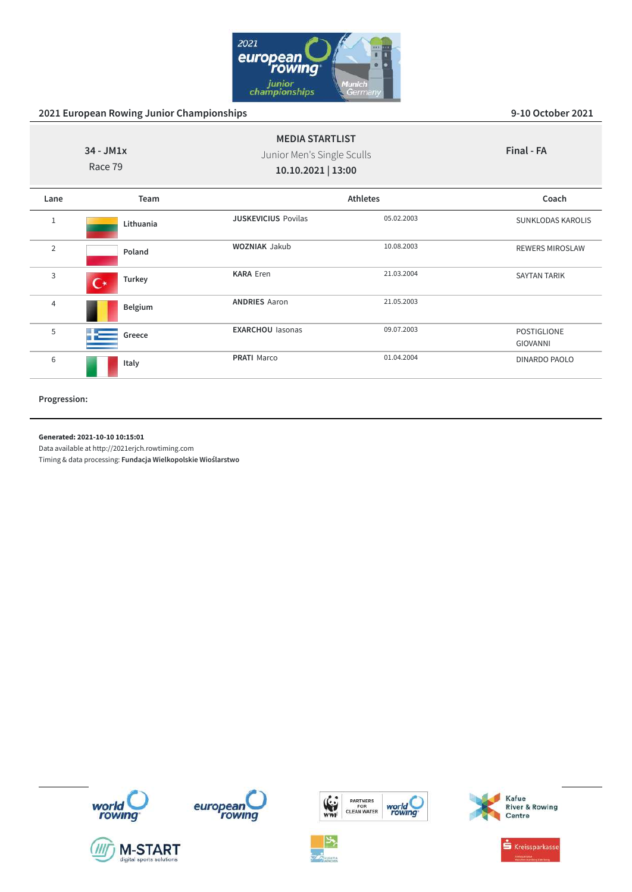## 2021 European Rowing Junior Championships

9-10 October 2021

**34 - JM1x**
Race 79

**MEDIA STARTLIST**
Junior Men's Single Sculls
**10.10.2021 | 13:00**

**Final - FA**

| Lane | Team | Athletes | | Coach |
|---|---|---|---|---|
| 1 | Lithuania | **JUSKEVICIUS** Povilas | 05.02.2003 | SUNKLODAS KAROLIS |
| 2 | Poland | **WOZNIAK** Jakub | 10.08.2003 | REWERS MIROSLAW |
| 3 | Turkey | **KARA** Eren | 21.03.2004 | SAYTAN TARIK |
| 4 | Belgium | **ANDRIES** Aaron | 21.05.2003 | |
| 5 | Greece | **EXARCHOU** Iasonas | 09.07.2003 | POSTIGLIONE GIOVANNI |
| 6 | Italy | **PRATI** Marco | 01.04.2004 | DINARDO PAOLO |

**Progression:**

**Generated: 2021-10-10 10:15:01**
Data available at http://2021erjch.rowtiming.com
Timing & data processing: **Fundacja Wielkopolskie Wioślarstwo**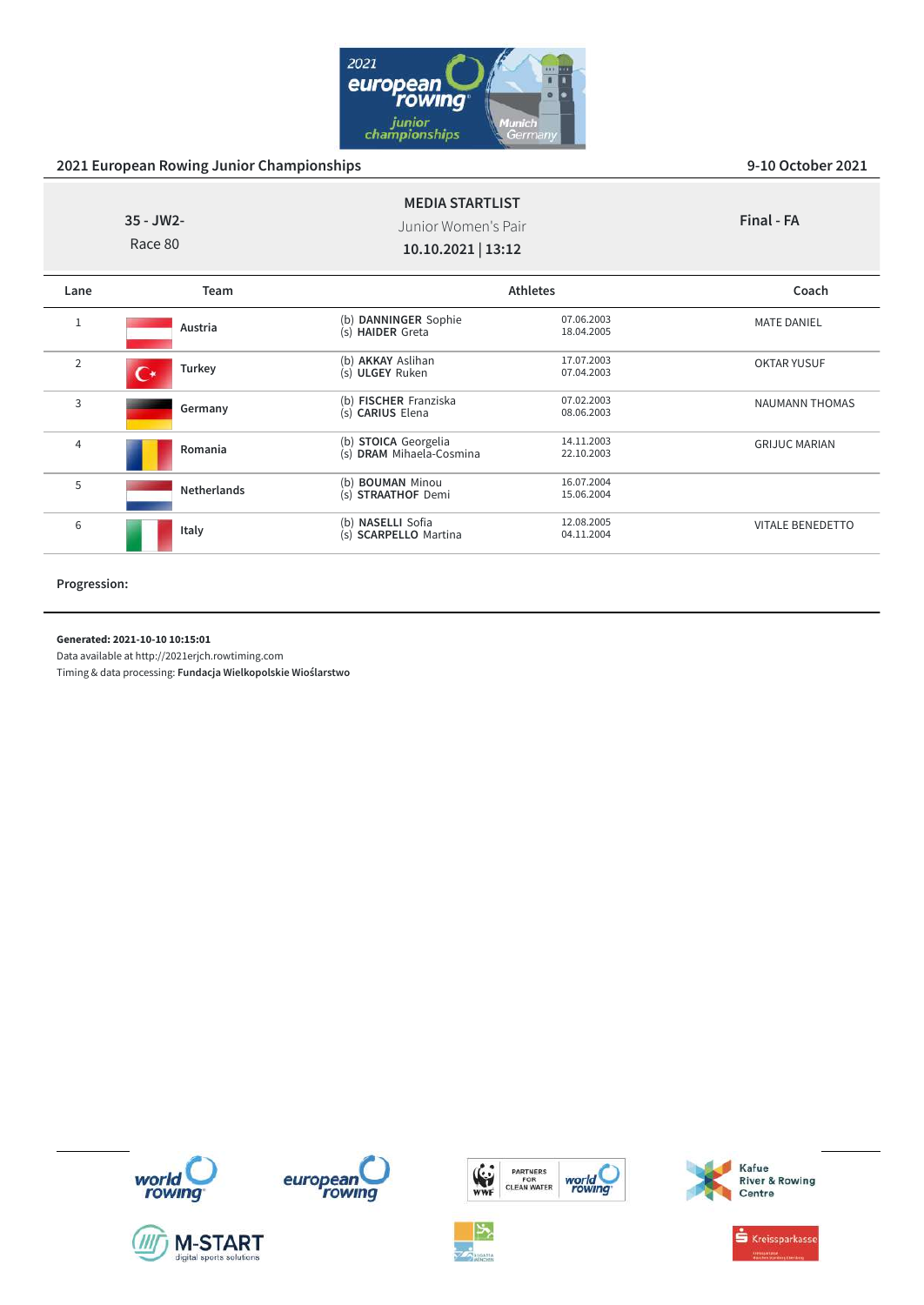## 2021 European Rowing Junior Championships

9-10 October 2021

**35 - JW2-**
Race 80

**MEDIA STARTLIST**
Junior Women's Pair
**10.10.2021 | 13:12**

**Final - FA**

| Lane | Team | Athletes | | Coach |
|---|---|---|---|---|
| 1 | **Austria** | (b) **DANNINGER** Sophie<br>(s) **HAIDER** Greta | 07.06.2003<br>18.04.2005 | MATE DANIEL |
| 2 | **Turkey** | (b) **AKKAY** Aslihan<br>(s) **ULGEY** Ruken | 17.07.2003<br>07.04.2003 | OKTAR YUSUF |
| 3 | **Germany** | (b) **FISCHER** Franziska<br>(s) **CARIUS** Elena | 07.02.2003<br>08.06.2003 | NAUMANN THOMAS |
| 4 | **Romania** | (b) **STOICA** Georgelia<br>(s) **DRAM** Mihaela-Cosmina | 14.11.2003<br>22.10.2003 | GRIJUC MARIAN |
| 5 | **Netherlands** | (b) **BOUMAN** Minou<br>(s) **STRAATHOF** Demi | 16.07.2004<br>15.06.2004 | |
| 6 | **Italy** | (b) **NASELLI** Sofia<br>(s) **SCARPELLO** Martina | 12.08.2005<br>04.11.2004 | VITALE BENEDETTO |

**Progression:**

**Generated: 2021-10-10 10:15:01**
Data available at http://2021erjch.rowtiming.com
Timing & data processing: **Fundacja Wielkopolskie Wioślarstwo**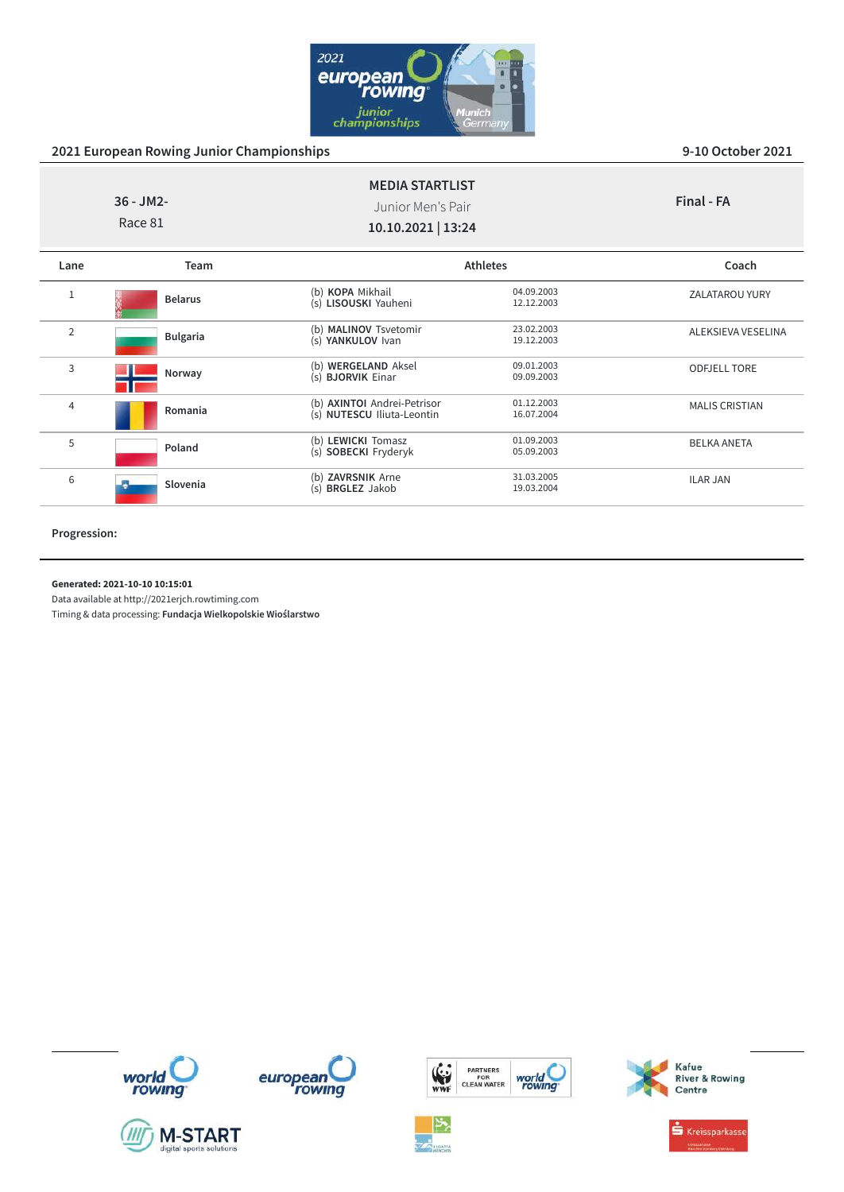## 2021 European Rowing Junior Championships

9-10 October 2021

**36 - JM2-**
Race 81

**MEDIA STARTLIST**
Junior Men's Pair
**10.10.2021 | 13:24**

**Final - FA**

| Lane | Team | Athletes | | Coach |
|---|---|---|---|---|
| 1 | **Belarus** | (b) **KOPA** Mikhail<br>(s) **LISOUSKI** Yauheni | 04.09.2003<br>12.12.2003 | ZALATAROU YURY |
| 2 | **Bulgaria** | (b) **MALINOV** Tsvetomir<br>(s) **YANKULOV** Ivan | 23.02.2003<br>19.12.2003 | ALEKSIEVA VESELINA |
| 3 | **Norway** | (b) **WERGELAND** Aksel<br>(s) **BJORVIK** Einar | 09.01.2003<br>09.09.2003 | ODFJELL TORE |
| 4 | **Romania** | (b) **AXINTOI** Andrei-Petrisor<br>(s) **NUTESCU** Iliuta-Leontin | 01.12.2003<br>16.07.2004 | MALIS CRISTIAN |
| 5 | **Poland** | (b) **LEWICKI** Tomasz<br>(s) **SOBECKI** Fryderyk | 01.09.2003<br>05.09.2003 | BELKA ANETA |
| 6 | **Slovenia** | (b) **ZAVRSNIK** Arne<br>(s) **BRGLEZ** Jakob | 31.03.2005<br>19.03.2004 | ILAR JAN |

**Progression:**

**Generated: 2021-10-10 10:15:01**
Data available at http://2021erjch.rowtiming.com
Timing & data processing: **Fundacja Wielkopolskie Wioślarstwo**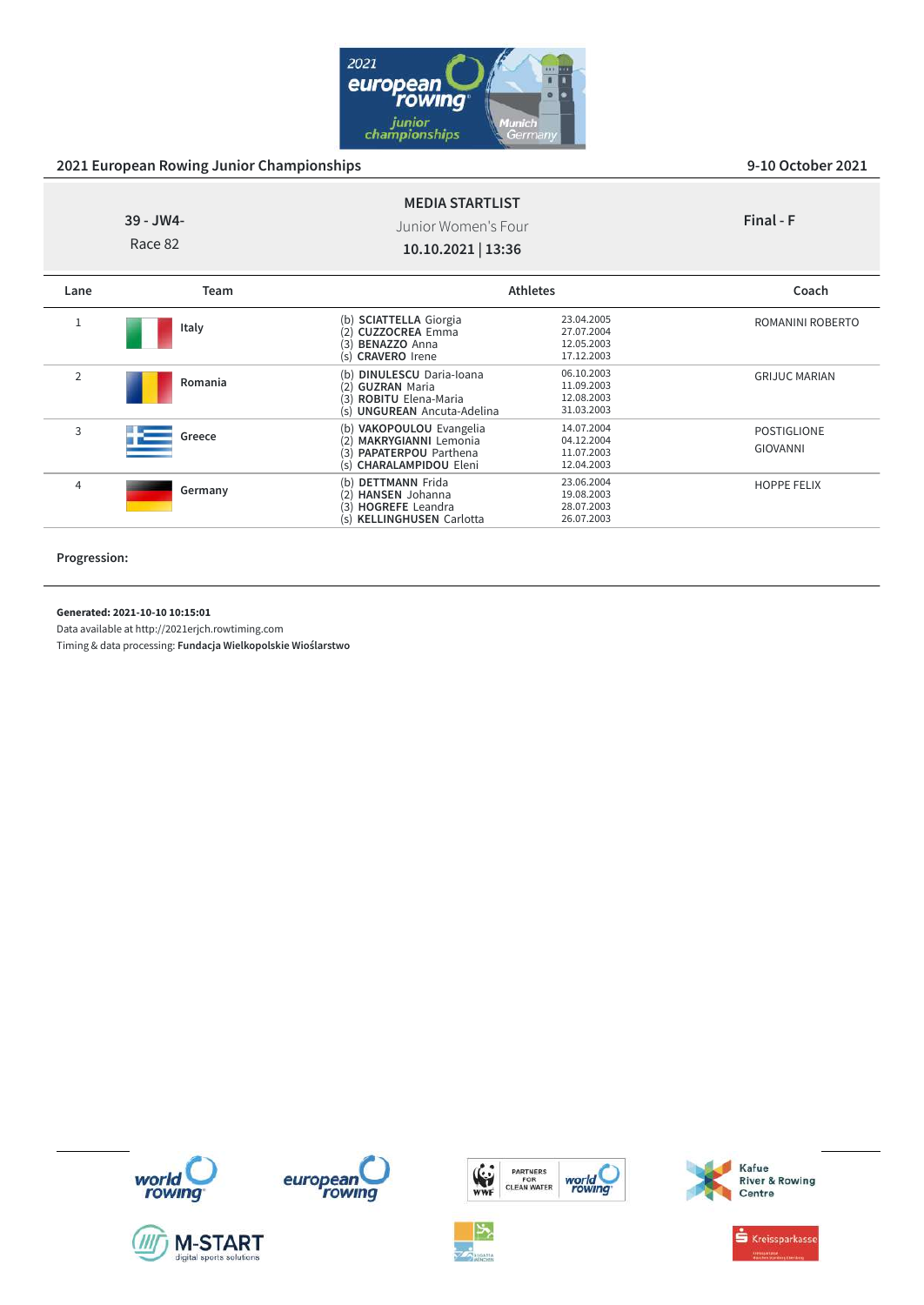## 2021 European Rowing Junior Championships

9-10 October 2021

**39 - JW4-**
Race 82

**MEDIA STARTLIST**
Junior Women's Four
**10.10.2021 | 13:36**

**Final - F**

| Lane | Team | Athletes | | Coach |
|---|---|---|---|---|
| 1 | Italy | (b) **SCIATTELLA** Giorgia<br>(2) **CUZZOCREA** Emma<br>(3) **BENAZZO** Anna<br>(s) **CRAVERO** Irene | 23.04.2005<br>27.07.2004<br>12.05.2003<br>17.12.2003 | ROMANINI ROBERTO |
| 2 | Romania | (b) **DINULESCU** Daria-Ioana<br>(2) **GUZRAN** Maria<br>(3) **ROBITU** Elena-Maria<br>(s) **UNGUREAN** Ancuta-Adelina | 06.10.2003<br>11.09.2003<br>12.08.2003<br>31.03.2003 | GRIJUC MARIAN |
| 3 | Greece | (b) **VAKOPOULOU** Evangelia<br>(2) **MAKRYGIANNI** Lemonia<br>(3) **PAPATERPOU** Parthena<br>(s) **CHARALAMPIDOU** Eleni | 14.07.2004<br>04.12.2004<br>11.07.2003<br>12.04.2003 | POSTIGLIONE GIOVANNI |
| 4 | Germany | (b) **DETTMANN** Frida<br>(2) **HANSEN** Johanna<br>(3) **HOGREFE** Leandra<br>(s) **KELLINGHUSEN** Carlotta | 23.06.2004<br>19.08.2003<br>28.07.2003<br>26.07.2003 | HOPPE FELIX |

**Progression:**

**Generated: 2021-10-10 10:15:01**
Data available at http://2021erjch.rowtiming.com
Timing & data processing: **Fundacja Wielkopolskie Wioślarstwo**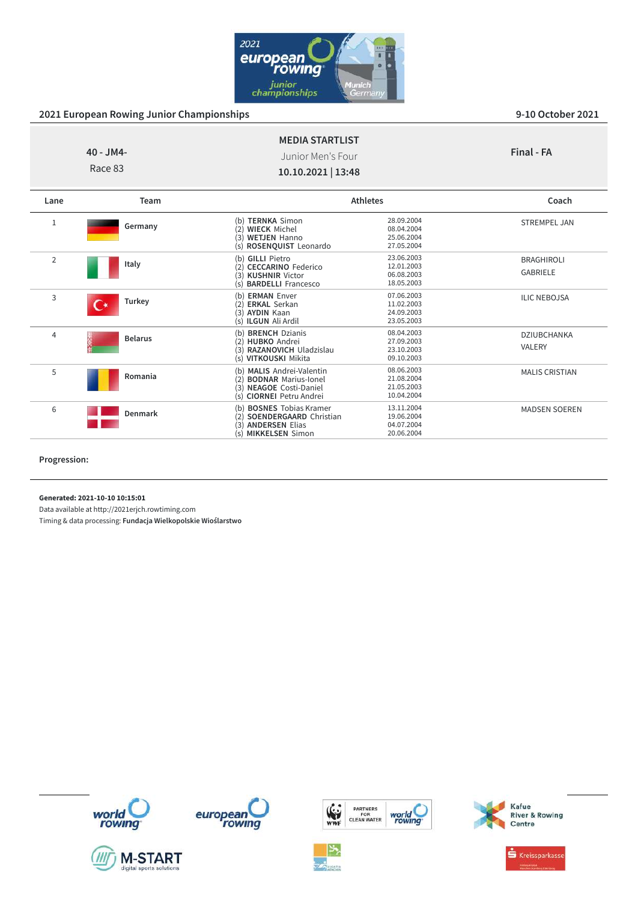## 2021 European Rowing Junior Championships

9-10 October 2021

**40 - JM4-**
Race 83

**MEDIA STARTLIST**
Junior Men's Four
**10.10.2021 | 13:48**

**Final - FA**

| Lane | Team | Athletes | | Coach |
|---|---|---|---|---|
| 1 | Germany | (b) **TERNKA** Simon<br>(2) **WIECK** Michel<br>(3) **WETJEN** Hanno<br>(s) **ROSENQUIST** Leonardo | 28.09.2004<br>08.04.2004<br>25.06.2004<br>27.05.2004 | STREMPEL JAN |
| 2 | Italy | (b) **GILLI** Pietro<br>(2) **CECCARINO** Federico<br>(3) **KUSHNIR** Victor<br>(s) **BARDELLI** Francesco | 23.06.2003<br>12.01.2003<br>06.08.2003<br>18.05.2003 | BRAGHIROLI GABRIELE |
| 3 | Turkey | (b) **ERMAN** Enver<br>(2) **ERKAL** Serkan<br>(3) **AYDIN** Kaan<br>(s) **ILGUN** Ali Ardil | 07.06.2003<br>11.02.2003<br>24.09.2003<br>23.05.2003 | ILIC NEBOJSA |
| 4 | Belarus | (b) **BRENCH** Dzianis<br>(2) **HUBKO** Andrei<br>(3) **RAZANOVICH** Uladzislau<br>(s) **VITKOUSKI** Mikita | 08.04.2003<br>27.09.2003<br>23.10.2003<br>09.10.2003 | DZIUBCHANKA VALERY |
| 5 | Romania | (b) **MALIS** Andrei-Valentin<br>(2) **BODNAR** Marius-Ionel<br>(3) **NEAGOE** Costi-Daniel<br>(s) **CIORNEI** Petru Andrei | 08.06.2003<br>21.08.2004<br>21.05.2003<br>10.04.2004 | MALIS CRISTIAN |
| 6 | Denmark | (b) **BOSNES** Tobias Kramer<br>(2) **SOENDERGAARD** Christian<br>(3) **ANDERSEN** Elias<br>(s) **MIKKELSEN** Simon | 13.11.2004<br>19.06.2004<br>04.07.2004<br>20.06.2004 | MADSEN SOEREN |

**Progression:**

**Generated: 2021-10-10 10:15:01**
Data available at http://2021erjch.rowtiming.com
Timing & data processing: **Fundacja Wielkopolskie Wioślarstwo**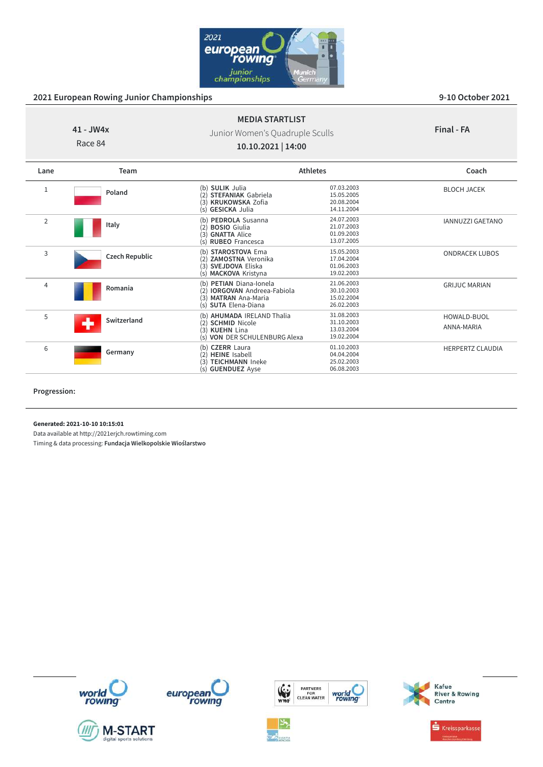## 2021 European Rowing Junior Championships

9-10 October 2021

**41 - JW4x**
Race 84

**MEDIA STARTLIST**
Junior Women's Quadruple Sculls
**10.10.2021 | 14:00**

**Final - FA**

| Lane | Team | Athletes | | Coach |
|---|---|---|---|---|
| 1 | Poland | (b) **SULIK** Julia<br>(2) **STEFANIAK** Gabriela<br>(3) **KRUKOWSKA** Zofia<br>(s) **GESICKA** Julia | 07.03.2003<br>15.05.2005<br>20.08.2004<br>14.11.2004 | BLOCH JACEK |
| 2 | Italy | (b) **PEDROLA** Susanna<br>(2) **BOSIO** Giulia<br>(3) **GNATTA** Alice<br>(s) **RUBEO** Francesca | 24.07.2003<br>21.07.2003<br>01.09.2003<br>13.07.2005 | IANNUZZI GAETANO |
| 3 | Czech Republic | (b) **STAROSTOVA** Ema<br>(2) **ZAMOSTNA** Veronika<br>(3) **SVEJDOVA** Eliska<br>(s) **MACKOVA** Kristyna | 15.05.2003<br>17.04.2004<br>01.06.2003<br>19.02.2003 | ONDRACEK LUBOS |
| 4 | Romania | (b) **PETIAN** Diana-Ionela<br>(2) **IORGOVAN** Andreea-Fabiola<br>(3) **MATRAN** Ana-Maria<br>(s) **SUTA** Elena-Diana | 21.06.2003<br>30.10.2003<br>15.02.2004<br>26.02.2003 | GRIJUC MARIAN |
| 5 | Switzerland | (b) **AHUMADA** IRELAND Thalia<br>(2) **SCHMID** Nicole<br>(3) **KUEHN** Lina<br>(s) **VON** DER SCHULENBURG Alexa | 31.08.2003<br>31.10.2003<br>13.03.2004<br>19.02.2004 | HOWALD-BUOL<br>ANNA-MARIA |
| 6 | Germany | (b) **CZERR** Laura<br>(2) **HEINE** Isabell<br>(3) **TEICHMANN** Ineke<br>(s) **GUENDUEZ** Ayse | 01.10.2003<br>04.04.2004<br>25.02.2003<br>06.08.2003 | HERPERTZ CLAUDIA |

**Progression:**

**Generated: 2021-10-10 10:15:01**
Data available at http://2021erjch.rowtiming.com
Timing & data processing: **Fundacja Wielkopolskie Wioślarstwo**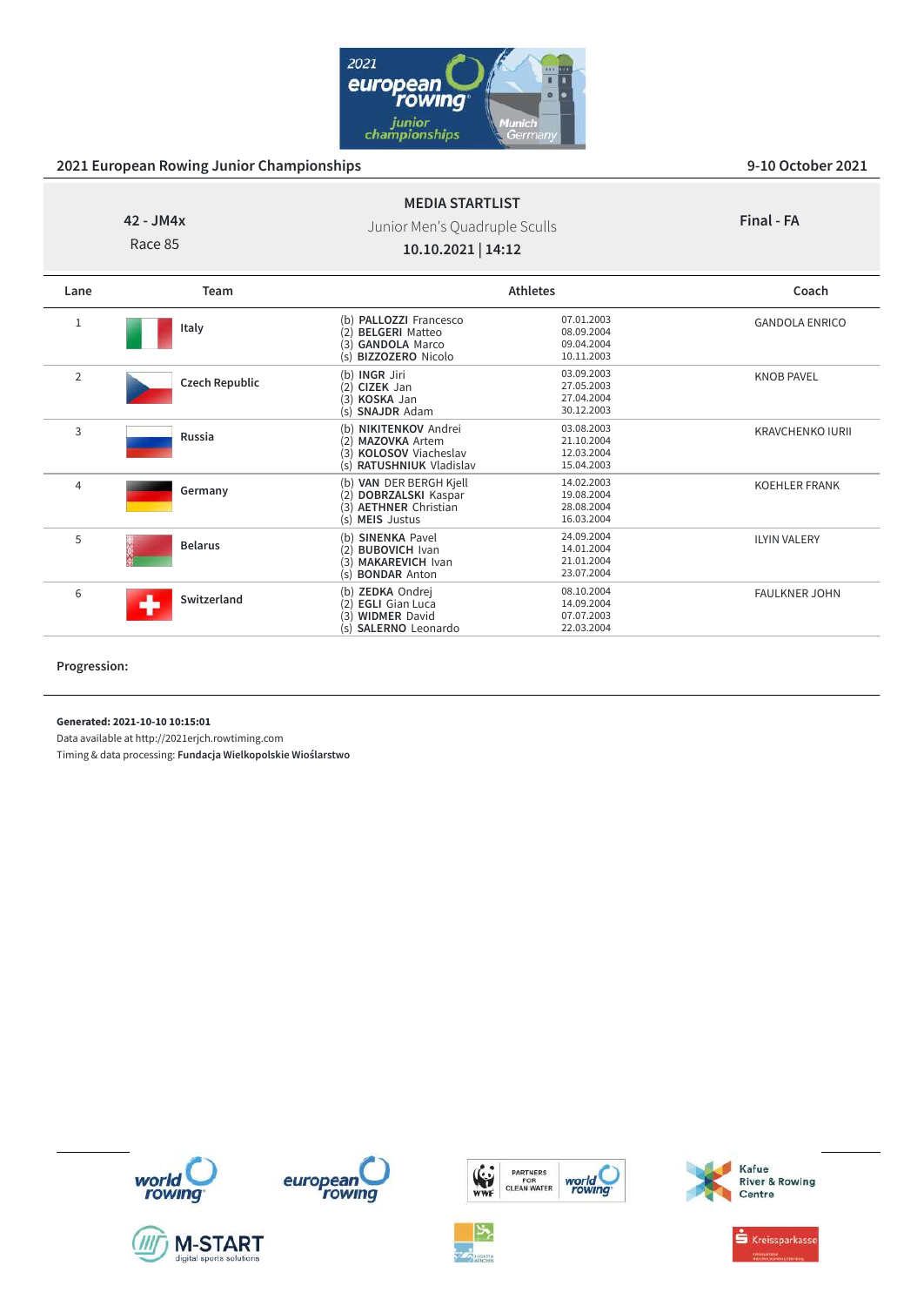## 2021 European Rowing Junior Championships

9-10 October 2021

**42 - JM4x**
Race 85

**MEDIA STARTLIST**
Junior Men's Quadruple Sculls
**10.10.2021 | 14:12**

**Final - FA**

| Lane | Team | Athletes | | Coach |
|---|---|---|---|---|
| 1 | Italy | (b) **PALLOZZI** Francesco<br>(2) **BELGERI** Matteo<br>(3) **GANDOLA** Marco<br>(s) **BIZZOZERO** Nicolo | 07.01.2003<br>08.09.2004<br>09.04.2004<br>10.11.2003 | GANDOLA ENRICO |
| 2 | Czech Republic | (b) **INGR** Jiri<br>(2) **CIZEK** Jan<br>(3) **KOSKA** Jan<br>(s) **SNAJDR** Adam | 03.09.2003<br>27.05.2003<br>27.04.2004<br>30.12.2003 | KNOB PAVEL |
| 3 | Russia | (b) **NIKITENKOV** Andrei<br>(2) **MAZOVKA** Artem<br>(3) **KOLOSOV** Viacheslav<br>(s) **RATUSHNIUK** Vladislav | 03.08.2003<br>21.10.2004<br>12.03.2004<br>15.04.2003 | KRAVCHENKO IURII |
| 4 | Germany | (b) **VAN** DER BERGH Kjell<br>(2) **DOBRZALSKI** Kaspar<br>(3) **AETHNER** Christian<br>(s) **MEIS** Justus | 14.02.2003<br>19.08.2004<br>28.08.2004<br>16.03.2004 | KOEHLER FRANK |
| 5 | Belarus | (b) **SINENKA** Pavel<br>(2) **BUBOVICH** Ivan<br>(3) **MAKAREVICH** Ivan<br>(s) **BONDAR** Anton | 24.09.2004<br>14.01.2004<br>21.01.2004<br>23.07.2004 | ILYIN VALERY |
| 6 | Switzerland | (b) **ZEDKA** Ondrej<br>(2) **EGLI** Gian Luca<br>(3) **WIDMER** David<br>(s) **SALERNO** Leonardo | 08.10.2004<br>14.09.2004<br>07.07.2003<br>22.03.2004 | FAULKNER JOHN |

**Progression:**

**Generated: 2021-10-10 10:15:01**
Data available at http://2021erjch.rowtiming.com
Timing & data processing: **Fundacja Wielkopolskie Wioślarstwo**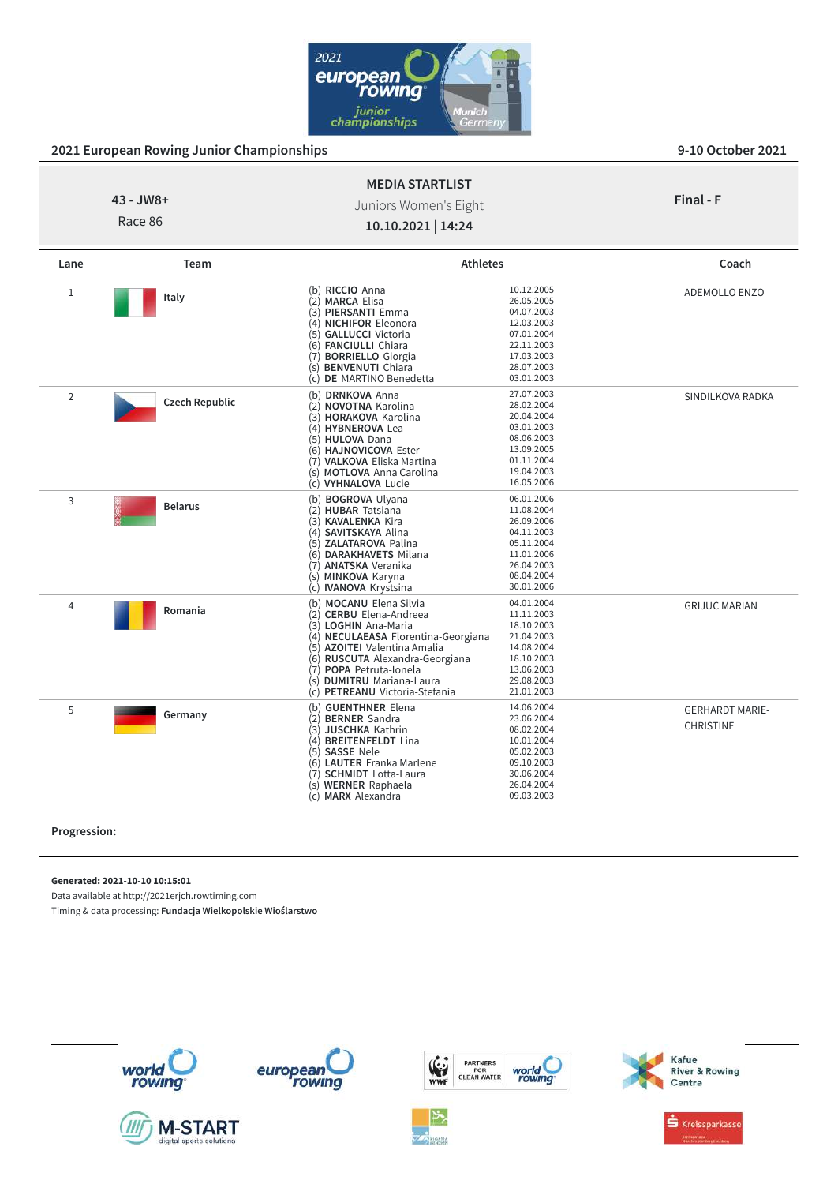## 2021 European Rowing Junior Championships

9-10 October 2021

**43 - JW8+**
Race 86

**MEDIA STARTLIST**
Juniors Women's Eight
**10.10.2021 | 14:24**

**Final - F**

| Lane | Team | Athletes | | Coach |
|---|---|---|---|---|
| 1 | Italy | (b) **RICCIO** Anna<br>(2) **MARCA** Elisa<br>(3) **PIERSANTI** Emma<br>(4) **NICHIFOR** Eleonora<br>(5) **GALLUCCI** Victoria<br>(6) **FANCIULLI** Chiara<br>(7) **BORRIELLO** Giorgia<br>(s) **BENVENUTI** Chiara<br>(c) **DE** MARTINO Benedetta | 10.12.2005<br>26.05.2005<br>04.07.2003<br>12.03.2003<br>07.01.2004<br>22.11.2003<br>17.03.2003<br>28.07.2003<br>03.01.2003 | ADEMOLLO ENZO |
| 2 | Czech Republic | (b) **DRNKOVA** Anna<br>(2) **NOVOTNA** Karolina<br>(3) **HORAKOVA** Karolina<br>(4) **HYBNEROVA** Lea<br>(5) **HULOVA** Dana<br>(6) **HAJNOVICOVA** Ester<br>(7) **VALKOVA** Eliska Martina<br>(s) **MOTLOVA** Anna Carolina<br>(c) **VYHNALOVA** Lucie | 27.07.2003<br>28.02.2004<br>20.04.2004<br>03.01.2003<br>08.06.2003<br>13.09.2005<br>01.11.2004<br>19.04.2003<br>16.05.2006 | SINDILKOVA RADKA |
| 3 | Belarus | (b) **BOGROVA** Ulyana<br>(2) **HUBAR** Tatsiana<br>(3) **KAVALENKA** Kira<br>(4) **SAVITSKAYA** Alina<br>(5) **ZALATAROVA** Palina<br>(6) **DARAKHAVETS** Milana<br>(7) **ANATSKA** Veranika<br>(s) **MINKOVA** Karyna<br>(c) **IVANOVA** Krystsina | 06.01.2006<br>11.08.2004<br>26.09.2006<br>04.11.2003<br>05.11.2004<br>11.01.2006<br>26.04.2003<br>08.04.2004<br>30.01.2006 | |
| 4 | Romania | (b) **MOCANU** Elena Silvia<br>(2) **CERBU** Elena-Andreea<br>(3) **LOGHIN** Ana-Maria<br>(4) **NECULAEASA** Florentina-Georgiana<br>(5) **AZOITEI** Valentina Amalia<br>(6) **RUSCUTA** Alexandra-Georgiana<br>(7) **POPA** Petruta-Ionela<br>(s) **DUMITRU** Mariana-Laura<br>(c) **PETREANU** Victoria-Stefania | 04.01.2004<br>11.11.2003<br>18.10.2003<br>21.04.2003<br>14.08.2004<br>18.10.2003<br>13.06.2003<br>29.08.2003<br>21.01.2003 | GRIJUC MARIAN |
| 5 | Germany | (b) **GUENTHNER** Elena<br>(2) **BERNER** Sandra<br>(3) **JUSCHKA** Kathrin<br>(4) **BREITENFELDT** Lina<br>(5) **SASSE** Nele<br>(6) **LAUTER** Franka Marlene<br>(7) **SCHMIDT** Lotta-Laura<br>(s) **WERNER** Raphaela<br>(c) **MARX** Alexandra | 14.06.2004<br>23.06.2004<br>08.02.2004<br>10.01.2004<br>05.02.2003<br>09.10.2003<br>30.06.2004<br>26.04.2004<br>09.03.2003 | GERHARDT MARIE-CHRISTINE |

**Progression:**

**Generated: 2021-10-10 10:15:01**
Data available at http://2021erjch.rowtiming.com
Timing & data processing: **Fundacja Wielkopolskie Wioślarstwo**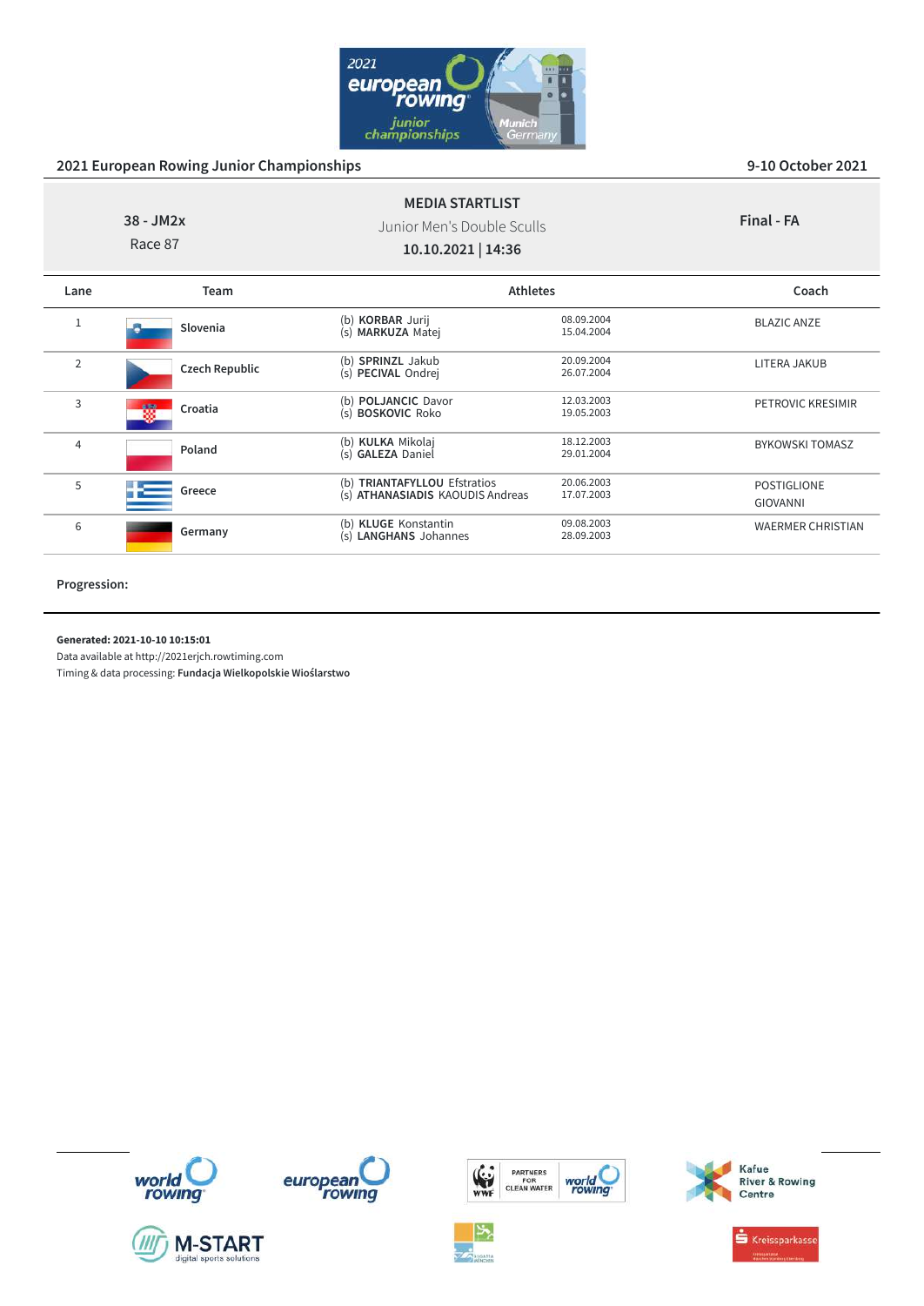## 2021 European Rowing Junior Championships

9-10 October 2021

**38 - JM2x**
Race 87

**MEDIA STARTLIST**
Junior Men's Double Sculls
**10.10.2021 | 14:36**

**Final - FA**

| Lane | Team | Athletes | | Coach |
|---|---|---|---|---|
| 1 | Slovenia | (b) **KORBAR** Jurij<br>(s) **MARKUZA** Matej | 08.09.2004<br>15.04.2004 | BLAZIC ANZE |
| 2 | Czech Republic | (b) **SPRINZL** Jakub<br>(s) **PECIVAL** Ondrej | 20.09.2004<br>26.07.2004 | LITERA JAKUB |
| 3 | Croatia | (b) **POLJANCIC** Davor<br>(s) **BOSKOVIC** Roko | 12.03.2003<br>19.05.2003 | PETROVIC KRESIMIR |
| 4 | Poland | (b) **KULKA** Mikolaj<br>(s) **GALEZA** Daniel | 18.12.2003<br>29.01.2004 | BYKOWSKI TOMASZ |
| 5 | Greece | (b) **TRIANTAFYLLOU** Efstratios<br>(s) **ATHANASIADIS KAOUDIS** Andreas | 20.06.2003<br>17.07.2003 | POSTIGLIONE GIOVANNI |
| 6 | Germany | (b) **KLUGE** Konstantin<br>(s) **LANGHANS** Johannes | 09.08.2003<br>28.09.2003 | WAERMER CHRISTIAN |

**Progression:**

**Generated: 2021-10-10 10:15:01**
Data available at http://2021erjch.rowtiming.com
Timing & data processing: **Fundacja Wielkopolskie Wioślarstwo**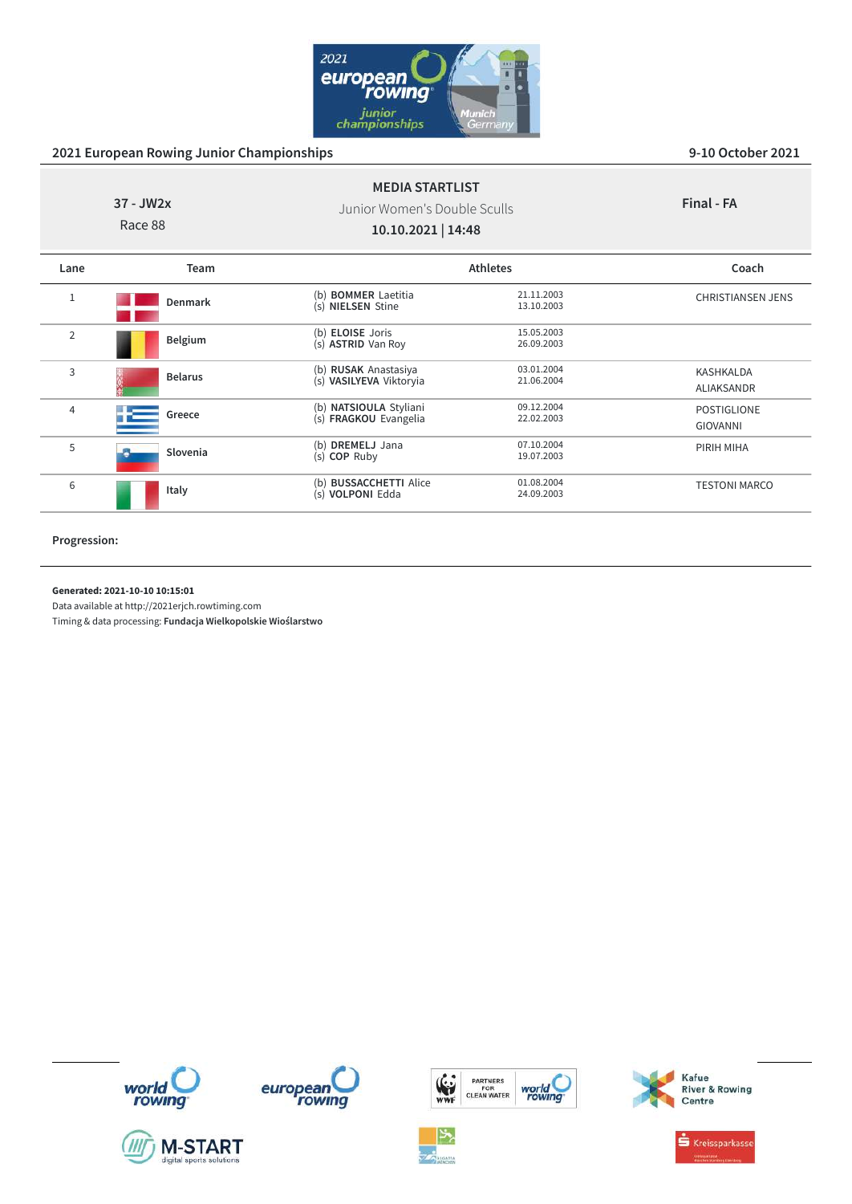2021 European Rowing Junior Championships | 9-10 October 2021

**37 - JW2x**
Race 88

## MEDIA STARTLIST

Junior Women's Double Sculls

**10.10.2021 | 14:48**

**Final - FA**

| Lane | Team | Athletes | | Coach |
|---|---|---|---|---|
| 1 | **Denmark** | (b) **BOMMER** Laetitia<br>(s) **NIELSEN** Stine | 21.11.2003<br>13.10.2003 | CHRISTIANSEN JENS |
| 2 | **Belgium** | (b) **ELOISE** Joris<br>(s) **ASTRID** Van Roy | 15.05.2003<br>26.09.2003 | |
| 3 | **Belarus** | (b) **RUSAK** Anastasiya<br>(s) **VASILYEVA** Viktoryia | 03.01.2004<br>21.06.2004 | KASHKALDA ALIAKSANDR |
| 4 | **Greece** | (b) **NATSIOULA** Styliani<br>(s) **FRAGKOU** Evangelia | 09.12.2004<br>22.02.2003 | POSTIGLIONE GIOVANNI |
| 5 | **Slovenia** | (b) **DREMELJ** Jana<br>(s) **COP** Ruby | 07.10.2004<br>19.07.2003 | PIRIH MIHA |
| 6 | **Italy** | (b) **BUSSACCHETTI** Alice<br>(s) **VOLPONI** Edda | 01.08.2004<br>24.09.2003 | TESTONI MARCO |

**Progression:**

**Generated: 2021-10-10 10:15:01**
Data available at http://2021erjch.rowtiming.com
Timing & data processing: **Fundacja Wielkopolskie Wioślarstwo**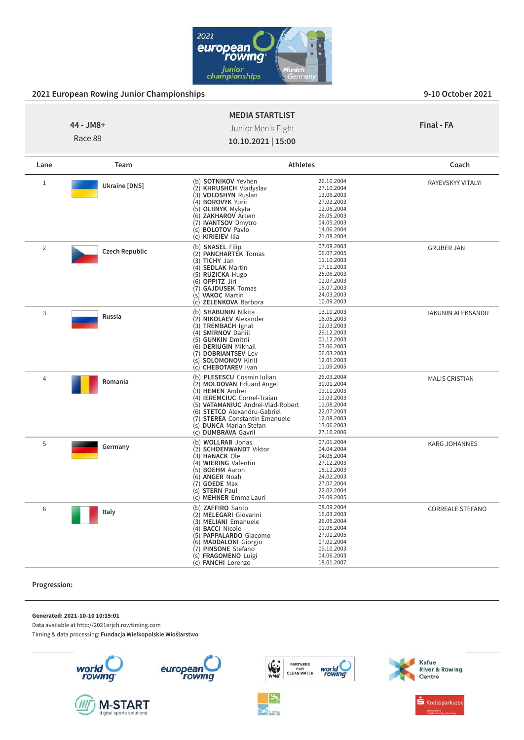## 2021 European Rowing Junior Championships

9-10 October 2021

**44 - JM8+**
Race 89

**MEDIA STARTLIST**
Junior Men's Eight
**10.10.2021 | 15:00**

**Final - FA**

| Lane | Team | Athletes | | Coach |
|---|---|---|---|---|
| 1 | Ukraine [DNS] | (b) **SOTNIKOV** Yevhen<br>(2) **KHRUSHCH** Vladyslav<br>(3) **VOLOSHYN** Ruslan<br>(4) **BOROVYK** Yurii<br>(5) **OLIINYK** Mykyta<br>(6) **ZAKHAROV** Artem<br>(7) **IVANTSOV** Dmytro<br>(s) **BOLOTOV** Pavlo<br>(c) **KIRIEIEV** Ilia | 26.10.2004<br>27.10.2004<br>13.06.2003<br>27.03.2003<br>12.06.2004<br>26.05.2003<br>04.05.2003<br>14.06.2004<br>21.08.2004 | RAYEVSKYY VITALYI |
| 2 | Czech Republic | (b) **SNASEL** Filip<br>(2) **PANCHARTEK** Tomas<br>(3) **TICHY** Jan<br>(4) **SEDLAK** Martin<br>(5) **RUZICKA** Hugo<br>(6) **OPPITZ** Jiri<br>(7) **GAJDUSEK** Tomas<br>(s) **VAKOC** Martin<br>(c) **ZELENKOVA** Barbora | 07.08.2003<br>06.07.2005<br>11.10.2003<br>17.11.2003<br>25.06.2003<br>01.07.2003<br>16.07.2003<br>24.03.2003<br>10.09.2003 | GRUBER JAN |
| 3 | Russia | (b) **SHABUNIN** Nikita<br>(2) **NIKOLAEV** Alexander<br>(3) **TREMBACH** Ignat<br>(4) **SMIRNOV** Daniil<br>(5) **GUNKIN** Dmitrii<br>(6) **DERIUGIN** Mikhail<br>(7) **DOBRIANTSEV** Lev<br>(s) **SOLOMONOV** Kirill<br>(c) **CHEBOTAREV** Ivan | 13.10.2003<br>16.05.2003<br>02.03.2003<br>29.12.2003<br>01.12.2003<br>03.06.2003<br>06.03.2003<br>12.01.2003<br>11.09.2005 | IAKUNIN ALEKSANDR |
| 4 | Romania | (b) **PLESESCU** Cosmin Iulian<br>(2) **MOLDOVAN** Eduard Angel<br>(3) **HEMEN** Andrei<br>(4) **IEREMCIUC** Cornel-Traian<br>(5) **VATAMANIUC** Andrei-Vlad-Robert<br>(6) **STETCO** Alexandru-Gabriel<br>(7) **STEREA** Constantin Emanuele<br>(s) **DUNCA** Marian Stefan<br>(c) **DUMBRAVA** Gavril | 26.03.2004<br>30.01.2004<br>09.11.2003<br>13.03.2003<br>11.08.2004<br>22.07.2003<br>12.08.2003<br>13.06.2003<br>27.10.2006 | MALIS CRISTIAN |
| 5 | Germany | (b) **WOLLRAB** Jonas<br>(2) **SCHOENWANDT** Viktor<br>(3) **HANACK** Ole<br>(4) **WIERING** Valentin<br>(5) **BOEHM** Aaron<br>(6) **ANGER** Noah<br>(7) **GOEDE** Max<br>(s) **STERN** Paul<br>(c) **MEHNER** Emma Lauri | 07.01.2004<br>04.04.2004<br>04.05.2004<br>27.12.2003<br>18.12.2003<br>24.02.2003<br>27.07.2004<br>22.02.2004<br>29.09.2005 | KARG JOHANNES |
| 6 | Italy | (b) **ZAFFIRO** Santo<br>(2) **MELEGARI** Giovanni<br>(3) **MELIANI** Emanuele<br>(4) **BACCI** Nicolo<br>(5) **PAPPALARDO** Giacomo<br>(6) **MADDALONI** Giorgio<br>(7) **PINSONE** Stefano<br>(s) **FRAGOMENO** Luigi<br>(c) **FANCHI** Lorenzo | 08.09.2004<br>16.03.2003<br>26.06.2004<br>01.05.2004<br>27.01.2005<br>07.01.2004<br>09.10.2003<br>04.06.2003<br>18.01.2007 | CORREALE STEFANO |

**Progression:**

**Generated: 2021-10-10 10:15:01**
Data available at http://2021erjch.rowtiming.com
Timing & data processing: **Fundacja Wielkopolskie Wioślarstwo**